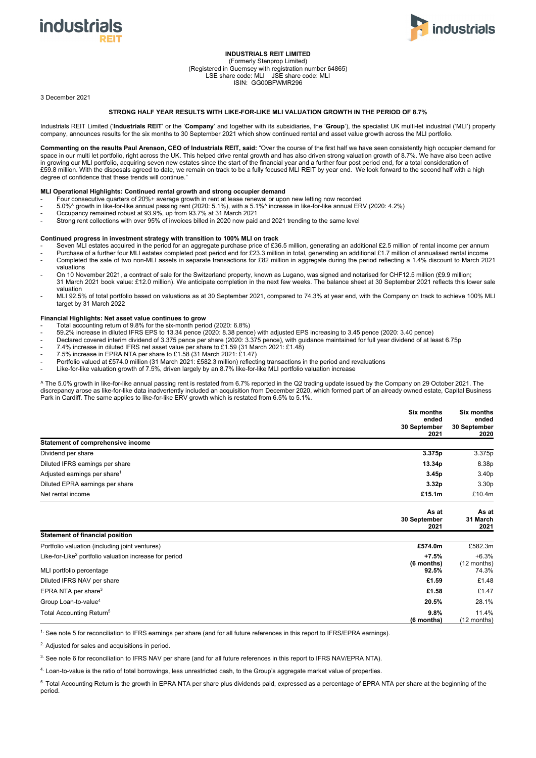**INDUSTRIALS REIT LIMITED**
(Formerly Stenprop Limited)
(Registered in Guernsey with registration number 64865)
LSE share code: MLI JSE share code: MLI
ISIN: GG00BFWMR296

3 December 2021

## STRONG HALF YEAR RESULTS WITH LIKE-FOR-LIKE MLI VALUATION GROWTH IN THE PERIOD OF 8.7%

Industrials REIT Limited ('**Industrials REIT**' or the '**Company**' and together with its subsidiaries, the '**Group**'), the specialist UK multi-let industrial ('MLI') property company, announces results for the six months to 30 September 2021 which show continued rental and asset value growth across the MLI portfolio.

**Commenting on the results Paul Arenson, CEO of Industrials REIT, said:** "Over the course of the first half we have seen consistently high occupier demand for space in our multi let portfolio, right across the UK. This helped drive rental growth and has also driven strong valuation growth of 8.7%. We have also been active in growing our MLI portfolio, acquiring seven new estates since the start of the financial year and a further four post period end, for a total consideration of £59.8 million. With the disposals agreed to date, we remain on track to be a fully focused MLI REIT by year end. We look forward to the second half with a high degree of confidence that these trends will continue."

### MLI Operational Highlights: Continued rental growth and strong occupier demand

- Four consecutive quarters of 20%+ average growth in rent at lease renewal or upon new letting now recorded
- 5.0%^ growth in like-for-like annual passing rent (2020: 5.1%), with a 5.1%^ increase in like-for-like annual ERV (2020: 4.2%)
- Occupancy remained robust at 93.9%, up from 93.7% at 31 March 2021
- Strong rent collections with over 95% of invoices billed in 2020 now paid and 2021 trending to the same level

### Continued progress in investment strategy with transition to 100% MLI on track

- Seven MLI estates acquired in the period for an aggregate purchase price of £36.5 million, generating an additional £2.5 million of rental income per annum
- Purchase of a further four MLI estates completed post period end for £23.3 million in total, generating an additional £1.7 million of annualised rental income
- Completed the sale of two non-MLI assets in separate transactions for £82 million in aggregate during the period reflecting a 1.4% discount to March 2021 valuations
- On 10 November 2021, a contract of sale for the Switzerland property, known as Lugano, was signed and notarised for CHF12.5 million (£9.9 million; 31 March 2021 book value: £12.0 million). We anticipate completion in the next few weeks. The balance sheet at 30 September 2021 reflects this lower sale valuation
- MLI 92.5% of total portfolio based on valuations as at 30 September 2021, compared to 74.3% at year end, with the Company on track to achieve 100% MLI target by 31 March 2022

### Financial Highlights: Net asset value continues to grow

- Total accounting return of 9.8% for the six-month period (2020: 6.8%)
- 59.2% increase in diluted IFRS EPS to 13.34 pence (2020: 8.38 pence) with adjusted EPS increasing to 3.45 pence (2020: 3.40 pence)
- Declared covered interim dividend of 3.375 pence per share (2020: 3.375 pence), with guidance maintained for full year dividend of at least 6.75p
- 7.4% increase in diluted IFRS net asset value per share to £1.59 (31 March 2021: £1.48)
- 7.5% increase in EPRA NTA per share to £1.58 (31 March 2021: £1.47)
- Portfolio valued at £574.0 million (31 March 2021: £582.3 million) reflecting transactions in the period and revaluations
- Like-for-like valuation growth of 7.5%, driven largely by an 8.7% like-for-like MLI portfolio valuation increase

^ The 5.0% growth in like-for-like annual passing rent is restated from 6.7% reported in the Q2 trading update issued by the Company on 29 October 2021. The discrepancy arose as like-for-like data inadvertently included an acquisition from December 2020, which formed part of an already owned estate, Capital Business Park in Cardiff. The same applies to like-for-like ERV growth which is restated from 6.5% to 5.1%.

| | Six months ended 30 September 2021 | Six months ended 30 September 2020 |
|---|---|---|
| **Statement of comprehensive income** | | |
| Dividend per share | **3.375p** | 3.375p |
| Diluted IFRS earnings per share | **13.34p** | 8.38p |
| Adjusted earnings per share[1] | **3.45p** | 3.40p |
| Diluted EPRA earnings per share | **3.32p** | 3.30p |
| Net rental income | **£15.1m** | £10.4m |

| | As at 30 September 2021 | As at 31 March 2021 |
|---|---|---|
| **Statement of financial position** | | |
| Portfolio valuation (including joint ventures) | **£574.0m** | £582.3m |
| Like-for-Like[2] portfolio valuation increase for period | **+7.5% (6 months)** | +6.3% (12 months) |
| MLI portfolio percentage | **92.5%** | 74.3% |
| Diluted IFRS NAV per share | **£1.59** | £1.48 |
| EPRA NTA per share[3] | **£1.58** | £1.47 |
| Group Loan-to-value[4] | **20.5%** | 28.1% |
| Total Accounting Return[5] | **9.8% (6 months)** | 11.4% (12 months) |

[1] See note 5 for reconciliation to IFRS earnings per share (and for all future references in this report to IFRS/EPRA earnings).

[2] Adjusted for sales and acquisitions in period.

[3] See note 6 for reconciliation to IFRS NAV per share (and for all future references in this report to IFRS NAV/EPRA NTA).

[4] Loan-to-value is the ratio of total borrowings, less unrestricted cash, to the Group's aggregate market value of properties.

[5] Total Accounting Return is the growth in EPRA NTA per share plus dividends paid, expressed as a percentage of EPRA NTA per share at the beginning of the period.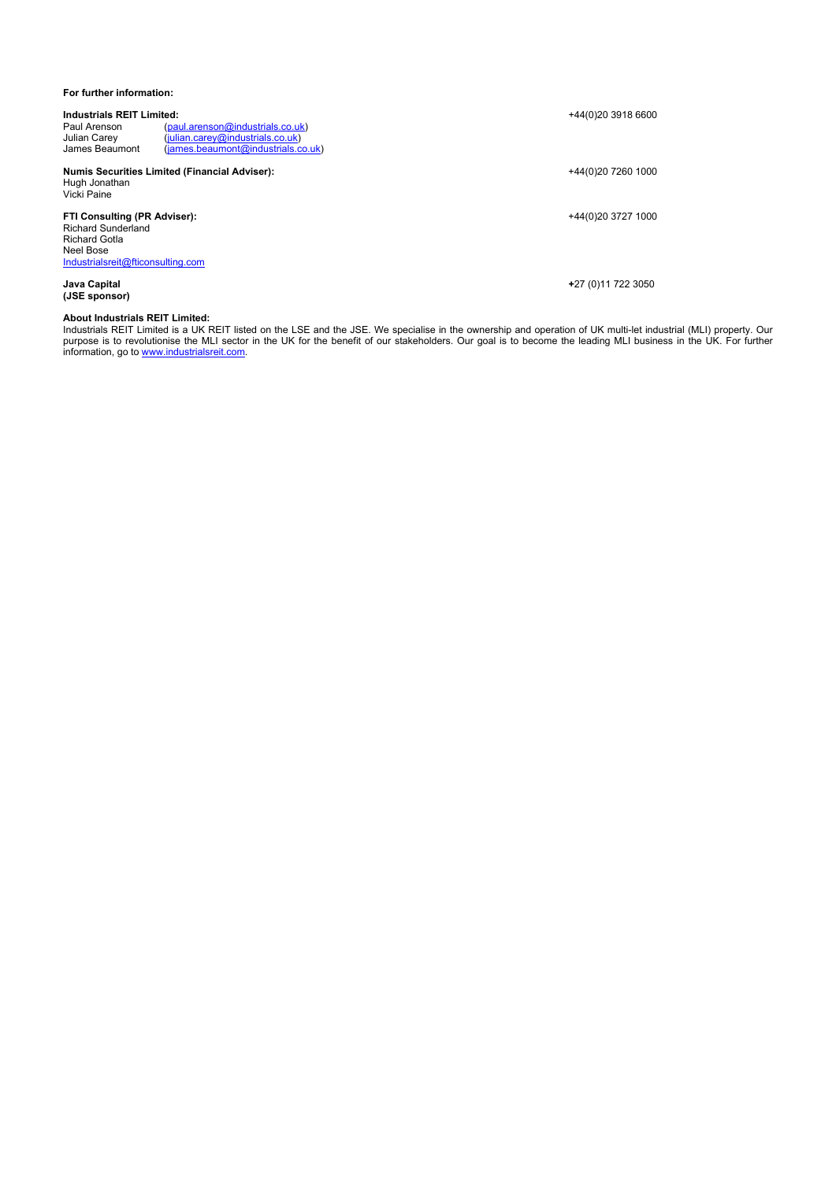**For further information:**

**Industrials REIT Limited:** +44(0)20 3918 6600

Paul Arenson (paul.arenson@industrials.co.uk)
Julian Carey (julian.carey@industrials.co.uk)
James Beaumont (james.beaumont@industrials.co.uk)

**Numis Securities Limited (Financial Adviser):** +44(0)20 7260 1000

Hugh Jonathan
Vicki Paine

**FTI Consulting (PR Adviser):** +44(0)20 3727 1000

Richard Sunderland
Richard Gotla
Neel Bose
Industrialsreit@fticonsulting.com

**Java Capital** **(JSE sponsor)** +27 (0)11 722 3050

**About Industrials REIT Limited:**

Industrials REIT Limited is a UK REIT listed on the LSE and the JSE. We specialise in the ownership and operation of UK multi-let industrial (MLI) property. Our purpose is to revolutionise the MLI sector in the UK for the benefit of our stakeholders. Our goal is to become the leading MLI business in the UK. For further information, go to www.industrialsreit.com.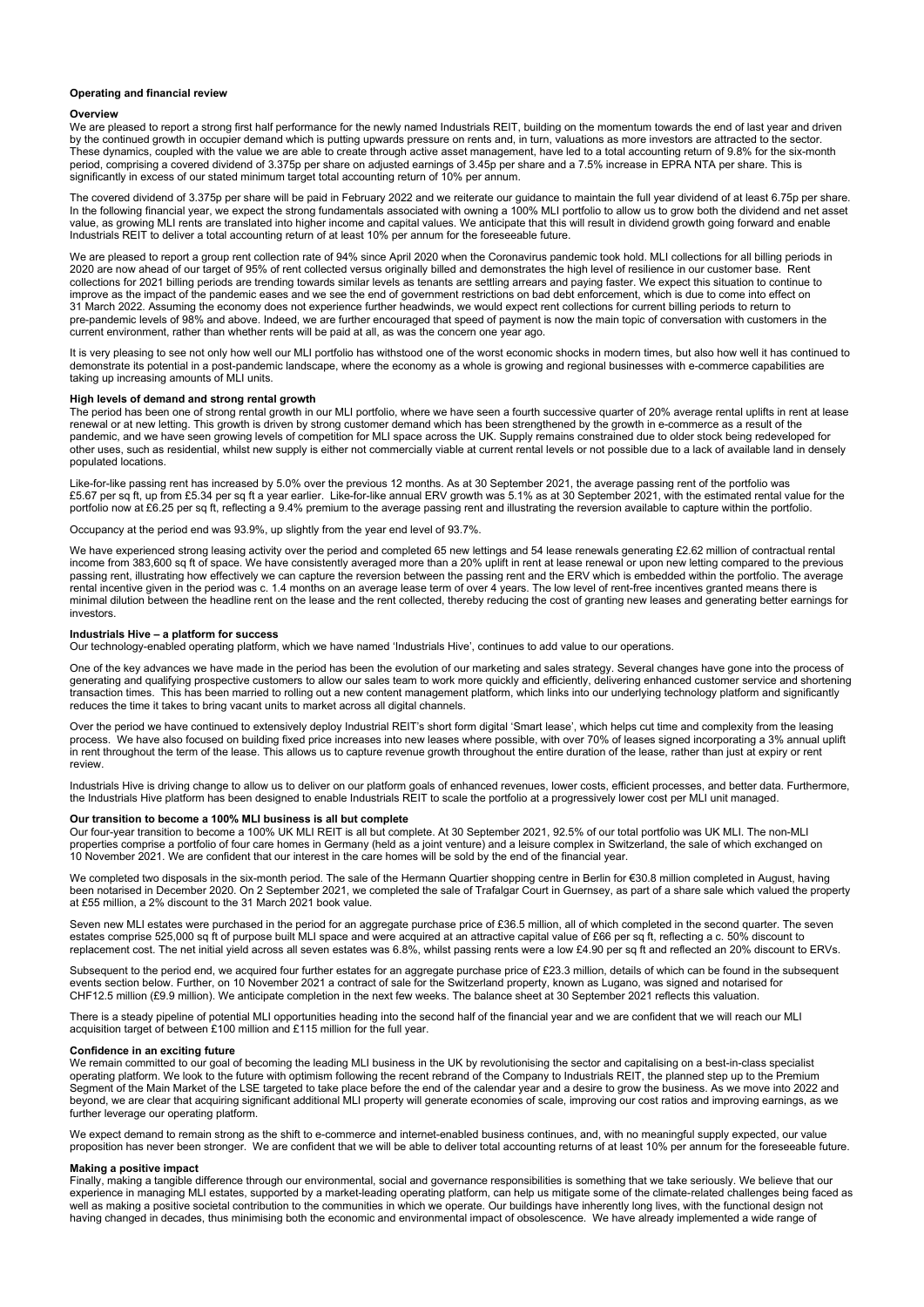## Operating and financial review

### Overview

We are pleased to report a strong first half performance for the newly named Industrials REIT, building on the momentum towards the end of last year and driven by the continued growth in occupier demand which is putting upwards pressure on rents and, in turn, valuations as more investors are attracted to the sector. These dynamics, coupled with the value we are able to create through active asset management, have led to a total accounting return of 9.8% for the six-month period, comprising a covered dividend of 3.375p per share on adjusted earnings of 3.45p per share and a 7.5% increase in EPRA NTA per share. This is significantly in excess of our stated minimum target total accounting return of 10% per annum.

The covered dividend of 3.375p per share will be paid in February 2022 and we reiterate our guidance to maintain the full year dividend of at least 6.75p per share. In the following financial year, we expect the strong fundamentals associated with owning a 100% MLI portfolio to allow us to grow both the dividend and net asset value, as growing MLI rents are translated into higher income and capital values. We anticipate that this will result in dividend growth going forward and enable Industrials REIT to deliver a total accounting return of at least 10% per annum for the foreseeable future.

We are pleased to report a group rent collection rate of 94% since April 2020 when the Coronavirus pandemic took hold. MLI collections for all billing periods in 2020 are now ahead of our target of 95% of rent collected versus originally billed and demonstrates the high level of resilience in our customer base. Rent collections for 2021 billing periods are trending towards similar levels as tenants are settling arrears and paying faster. We expect this situation to continue to improve as the impact of the pandemic eases and we see the end of government restrictions on bad debt enforcement, which is due to come into effect on 31 March 2022. Assuming the economy does not experience further headwinds, we would expect rent collections for current billing periods to return to pre-pandemic levels of 98% and above. Indeed, we are further encouraged that speed of payment is now the main topic of conversation with customers in the current environment, rather than whether rents will be paid at all, as was the concern one year ago.

It is very pleasing to see not only how well our MLI portfolio has withstood one of the worst economic shocks in modern times, but also how well it has continued to demonstrate its potential in a post-pandemic landscape, where the economy as a whole is growing and regional businesses with e-commerce capabilities are taking up increasing amounts of MLI units.

### High levels of demand and strong rental growth

The period has been one of strong rental growth in our MLI portfolio, where we have seen a fourth successive quarter of 20% average rental uplifts in rent at lease renewal or at new letting. This growth is driven by strong customer demand which has been strengthened by the growth in e-commerce as a result of the pandemic, and we have seen growing levels of competition for MLI space across the UK. Supply remains constrained due to older stock being redeveloped for other uses, such as residential, whilst new supply is either not commercially viable at current rental levels or not possible due to a lack of available land in densely populated locations.

Like-for-like passing rent has increased by 5.0% over the previous 12 months. As at 30 September 2021, the average passing rent of the portfolio was £5.67 per sq ft, up from £5.34 per sq ft a year earlier. Like-for-like annual ERV growth was 5.1% as at 30 September 2021, with the estimated rental value for the portfolio now at £6.25 per sq ft, reflecting a 9.4% premium to the average passing rent and illustrating the reversion available to capture within the portfolio.

Occupancy at the period end was 93.9%, up slightly from the year end level of 93.7%.

We have experienced strong leasing activity over the period and completed 65 new lettings and 54 lease renewals generating £2.62 million of contractual rental income from 383,600 sq ft of space. We have consistently averaged more than a 20% uplift in rent at lease renewal or upon new letting compared to the previous passing rent, illustrating how effectively we can capture the reversion between the passing rent and the ERV which is embedded within the portfolio. The average rental incentive given in the period was c. 1.4 months on an average lease term of over 4 years. The low level of rent-free incentives granted means there is minimal dilution between the headline rent on the lease and the rent collected, thereby reducing the cost of granting new leases and generating better earnings for investors.

### Industrials Hive – a platform for success

Our technology-enabled operating platform, which we have named 'Industrials Hive', continues to add value to our operations.

One of the key advances we have made in the period has been the evolution of our marketing and sales strategy. Several changes have gone into the process of generating and qualifying prospective customers to allow our sales team to work more quickly and efficiently, delivering enhanced customer service and shortening transaction times. This has been married to rolling out a new content management platform, which links into our underlying technology platform and significantly reduces the time it takes to bring vacant units to market across all digital channels.

Over the period we have continued to extensively deploy Industrial REIT's short form digital 'Smart lease', which helps cut time and complexity from the leasing process. We have also focused on building fixed price increases into new leases where possible, with over 70% of leases signed incorporating a 3% annual uplift in rent throughout the term of the lease. This allows us to capture revenue growth throughout the entire duration of the lease, rather than just at expiry or rent review.

Industrials Hive is driving change to allow us to deliver on our platform goals of enhanced revenues, lower costs, efficient processes, and better data. Furthermore, the Industrials Hive platform has been designed to enable Industrials REIT to scale the portfolio at a progressively lower cost per MLI unit managed.

### Our transition to become a 100% MLI business is all but complete

Our four-year transition to become a 100% UK MLI REIT is all but complete. At 30 September 2021, 92.5% of our total portfolio was UK MLI. The non-MLI properties comprise a portfolio of four care homes in Germany (held as a joint venture) and a leisure complex in Switzerland, the sale of which exchanged on 10 November 2021. We are confident that our interest in the care homes will be sold by the end of the financial year.

We completed two disposals in the six-month period. The sale of the Hermann Quartier shopping centre in Berlin for €30.8 million completed in August, having been notarised in December 2020. On 2 September 2021, we completed the sale of Trafalgar Court in Guernsey, as part of a share sale which valued the property at £55 million, a 2% discount to the 31 March 2021 book value.

Seven new MLI estates were purchased in the period for an aggregate purchase price of £36.5 million, all of which completed in the second quarter. The seven estates comprise 525,000 sq ft of purpose built MLI space and were acquired at an attractive capital value of £66 per sq ft, reflecting a c. 50% discount to replacement cost. The net initial yield across all seven estates was 6.8%, whilst passing rents were a low £4.90 per sq ft and reflected an 20% discount to ERVs.

Subsequent to the period end, we acquired four further estates for an aggregate purchase price of £23.3 million, details of which can be found in the subsequent events section below. Further, on 10 November 2021 a contract of sale for the Switzerland property, known as Lugano, was signed and notarised for CHF12.5 million (£9.9 million). We anticipate completion in the next few weeks. The balance sheet at 30 September 2021 reflects this valuation.

There is a steady pipeline of potential MLI opportunities heading into the second half of the financial year and we are confident that we will reach our MLI acquisition target of between £100 million and £115 million for the full year.

### Confidence in an exciting future

We remain committed to our goal of becoming the leading MLI business in the UK by revolutionising the sector and capitalising on a best-in-class specialist operating platform. We look to the future with optimism following the recent rebrand of the Company to Industrials REIT, the planned step up to the Premium Segment of the Main Market of the LSE targeted to take place before the end of the calendar year and a desire to grow the business. As we move into 2022 and beyond, we are clear that acquiring significant additional MLI property will generate economies of scale, improving our cost ratios and improving earnings, as we further leverage our operating platform.

We expect demand to remain strong as the shift to e-commerce and internet-enabled business continues, and, with no meaningful supply expected, our value proposition has never been stronger. We are confident that we will be able to deliver total accounting returns of at least 10% per annum for the foreseeable future.

### Making a positive impact

Finally, making a tangible difference through our environmental, social and governance responsibilities is something that we take seriously. We believe that our experience in managing MLI estates, supported by a market-leading operating platform, can help us mitigate some of the climate-related challenges being faced as well as making a positive societal contribution to the communities in which we operate. Our buildings have inherently long lives, with the functional design not having changed in decades, thus minimising both the economic and environmental impact of obsolescence. We have already implemented a wide range of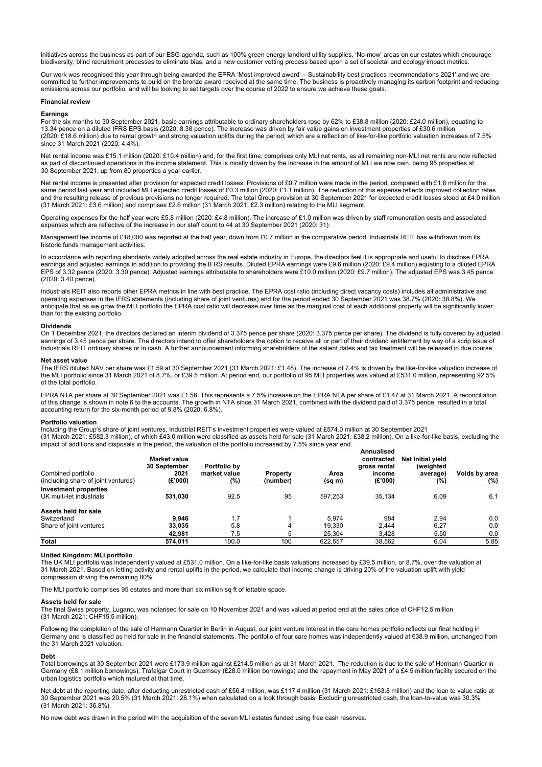initiatives across the business as part of our ESG agenda, such as 100% green energy landlord utility supplies, 'No-mow' areas on our estates which encourage biodiversity, blind recruitment processes to eliminate bias, and a new customer vetting process based upon a set of societal and ecology impact metrics.

Our work was recognised this year through being awarded the EPRA 'Most improved award' – Sustainability best practices recommendations 2021' and we are committed to further improvements to build on the bronze award received at the same time. The business is proactively managing its carbon footprint and reducing emissions across our portfolio, and will be looking to set targets over the course of 2022 to ensure we achieve these goals.

## Financial review

### Earnings

For the six months to 30 September 2021, basic earnings attributable to ordinary shareholders rose by 62% to £38.8 million (2020: £24.0 million), equating to 13.34 pence on a diluted IFRS EPS basis (2020: 8.38 pence). The increase was driven by fair value gains on investment properties of £30.6 million (2020: £18.6 million) due to rental growth and strong valuation uplifts during the period, which are a reflection of like-for-like portfolio valuation increases of 7.5% since 31 March 2021 (2020: 4.4%).

Net rental income was £15.1 million (2020: £10.4 million) and, for the first time, comprises only MLI net rents, as all remaining non-MLI net rents are now reflected as part of discontinued operations in the income statement. This is mostly driven by the increase in the amount of MLI we now own, being 95 properties at 30 September 2021, up from 80 properties a year earlier.

Net rental income is presented after provision for expected credit losses. Provisions of £0.7 million were made in the period, compared with £1.6 million for the same period last year and included MLI expected credit losses of £0.3 million (2020: £1.1 million). The reduction of this expense reflects improved collection rates and the resulting release of previous provisions no longer required. The total Group provision at 30 September 2021 for expected credit losses stood at £4.0 million (31 March 2021: £3.6 million) and comprises £2.6 million (31 March 2021: £2.3 million) relating to the MLI segment.

Operating expenses for the half year were £5.8 million (2020: £4.8 million). The increase of £1.0 million was driven by staff remuneration costs and associated expenses which are reflective of the increase in our staff count to 44 at 30 September 2021 (2020: 31).

Management fee income of £18,000 was reported at the half year, down from £0.7 million in the comparative period. Industrials REIT has withdrawn from its historic funds management activities.

In accordance with reporting standards widely adopted across the real estate industry in Europe, the directors feel it is appropriate and useful to disclose EPRA earnings and adjusted earnings in addition to providing the IFRS results. Diluted EPRA earnings were £9.6 million (2020: £9.4 million) equating to a diluted EPRA EPS of 3.32 pence (2020: 3.30 pence). Adjusted earnings attributable to shareholders were £10.0 million (2020: £9.7 million). The adjusted EPS was 3.45 pence (2020: 3.40 pence).

Industrials REIT also reports other EPRA metrics in line with best practice. The EPRA cost ratio (including direct vacancy costs) includes all administrative and operating expenses in the IFRS statements (including share of joint ventures) and for the period ended 30 September 2021 was 38.7% (2020: 38.8%). We anticipate that as we grow the MLI portfolio the EPRA cost ratio will decrease over time as the marginal cost of each additional property will be significantly lower than for the existing portfolio.

### Dividends

On 1 December 2021, the directors declared an interim dividend of 3.375 pence per share (2020: 3.375 pence per share). The dividend is fully covered by adjusted earnings of 3.45 pence per share. The directors intend to offer shareholders the option to receive all or part of their dividend entitlement by way of a scrip issue of Industrials REIT ordinary shares or in cash. A further announcement informing shareholders of the salient dates and tax treatment will be released in due course.

### Net asset value

The IFRS diluted NAV per share was £1.59 at 30 September 2021 (31 March 2021: £1.48). The increase of 7.4% is driven by the like-for-like valuation increase of the MLI portfolio since 31 March 2021 of 8.7%, or £39.5 million. At period end, our portfolio of 95 MLI properties was valued at £531.0 million, representing 92.5% of the total portfolio.

EPRA NTA per share at 30 September 2021 was £1.58. This represents a 7.5% increase on the EPRA NTA per share of £1.47 at 31 March 2021. A reconciliation of this change is shown in note 6 to the accounts. The growth in NTA since 31 March 2021, combined with the dividend paid of 3.375 pence, resulted in a total accounting return for the six-month period of 9.8% (2020: 6.8%).

### Portfolio valuation

Including the Group's share of joint ventures, Industrial REIT's investment properties were valued at £574.0 million at 30 September 2021 (31 March 2021: £582.3 million), of which £43.0 million were classified as assets held for sale (31 March 2021: £38.2 million). On a like-for-like basis, excluding the impact of additions and disposals in the period, the valuation of the portfolio increased by 7.5% since year end.

| Combined portfolio (including share of joint ventures) | Market value 30 September 2021 (£'000) | Portfolio by market value (%) | Property (number) | Area (sq m) | Annualised contracted gross rental income (£'000) | Net initial yield (weighted average) (%) | Voids by area (%) |
|---|---|---|---|---|---|---|---|
| **Investment properties** | | | | | | | |
| UK multi-let industrials | **531,030** | 92.5 | 95 | 597,253 | 35,134 | 6.09 | 6.1 |
| **Assets held for sale** | | | | | | | |
| Switzerland | **9,946** | 1.7 | 1 | 5,974 | 984 | 2.94 | 0.0 |
| Share of joint ventures | **33,035** | 5.8 | 4 | 19,330 | 2,444 | 6.27 | 0.0 |
| | **42,981** | 7.5 | 5 | 25,304 | 3,428 | 5.50 | 0.0 |
| **Total** | **574,011** | 100.0 | 100 | 622,557 | 38,562 | 6.04 | 5.85 |

### United Kingdom: MLI portfolio

The UK MLI portfolio was independently valued at £531.0 million. On a like-for-like basis valuations increased by £39.5 million, or 8.7%, over the valuation at 31 March 2021. Based on letting activity and rental uplifts in the period, we calculate that income change is driving 20% of the valuation uplift with yield compression driving the remaining 80%.

The MLI portfolio comprises 95 estates and more than six million sq ft of lettable space.

### Assets held for sale

The final Swiss property, Lugano, was notarised for sale on 10 November 2021 and was valued at period end at the sales price of CHF12.5 million (31 March 2021: CHF15.5 million).

Following the completion of the sale of Hermann Quartier in Berlin in August, our joint venture interest in the care homes portfolio reflects our final holding in Germany and is classified as held for sale in the financial statements. The portfolio of four care homes was independently valued at €38.9 million, unchanged from the 31 March 2021 valuation.

### Debt

Total borrowings at 30 September 2021 were £173.9 million against £214.5 million as at 31 March 2021. The reduction is due to the sale of Hermann Quartier in Germany (£8.1 million borrowings), Trafalgar Court in Guernsey (£28.0 million borrowings) and the repayment in May 2021 of a £4.5 million facility secured on the urban logistics portfolio which matured at that time.

Net debt at the reporting date, after deducting unrestricted cash of £56.4 million, was £117.4 million (31 March 2021: £163.8 million) and the loan to value ratio at 30 September 2021 was 20.5% (31 March 2021: 28.1%) when calculated on a look through basis. Excluding unrestricted cash, the loan-to-value was 30.3% (31 March 2021: 36.8%).

No new debt was drawn in the period with the acquisition of the seven MLI estates funded using free cash reserves.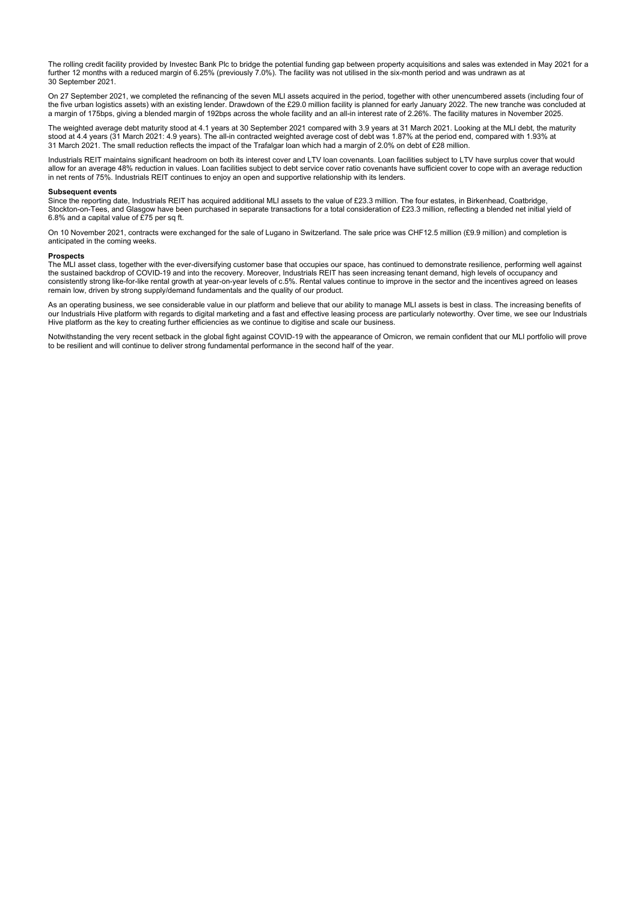The rolling credit facility provided by Investec Bank Plc to bridge the potential funding gap between property acquisitions and sales was extended in May 2021 for a further 12 months with a reduced margin of 6.25% (previously 7.0%). The facility was not utilised in the six-month period and was undrawn as at 30 September 2021.

On 27 September 2021, we completed the refinancing of the seven MLI assets acquired in the period, together with other unencumbered assets (including four of the five urban logistics assets) with an existing lender. Drawdown of the £29.0 million facility is planned for early January 2022. The new tranche was concluded at a margin of 175bps, giving a blended margin of 192bps across the whole facility and an all-in interest rate of 2.26%. The facility matures in November 2025.

The weighted average debt maturity stood at 4.1 years at 30 September 2021 compared with 3.9 years at 31 March 2021. Looking at the MLI debt, the maturity stood at 4.4 years (31 March 2021: 4.9 years). The all-in contracted weighted average cost of debt was 1.87% at the period end, compared with 1.93% at 31 March 2021. The small reduction reflects the impact of the Trafalgar loan which had a margin of 2.0% on debt of £28 million.

Industrials REIT maintains significant headroom on both its interest cover and LTV loan covenants. Loan facilities subject to LTV have surplus cover that would allow for an average 48% reduction in values. Loan facilities subject to debt service cover ratio covenants have sufficient cover to cope with an average reduction in net rents of 75%. Industrials REIT continues to enjoy an open and supportive relationship with its lenders.

**Subsequent events**
Since the reporting date, Industrials REIT has acquired additional MLI assets to the value of £23.3 million. The four estates, in Birkenhead, Coatbridge, Stockton-on-Tees, and Glasgow have been purchased in separate transactions for a total consideration of £23.3 million, reflecting a blended net initial yield of 6.8% and a capital value of £75 per sq ft.

On 10 November 2021, contracts were exchanged for the sale of Lugano in Switzerland. The sale price was CHF12.5 million (£9.9 million) and completion is anticipated in the coming weeks.

**Prospects**
The MLI asset class, together with the ever-diversifying customer base that occupies our space, has continued to demonstrate resilience, performing well against the sustained backdrop of COVID-19 and into the recovery. Moreover, Industrials REIT has seen increasing tenant demand, high levels of occupancy and consistently strong like-for-like rental growth at year-on-year levels of c.5%. Rental values continue to improve in the sector and the incentives agreed on leases remain low, driven by strong supply/demand fundamentals and the quality of our product.

As an operating business, we see considerable value in our platform and believe that our ability to manage MLI assets is best in class. The increasing benefits of our Industrials Hive platform with regards to digital marketing and a fast and effective leasing process are particularly noteworthy. Over time, we see our Industrials Hive platform as the key to creating further efficiencies as we continue to digitise and scale our business.

Notwithstanding the very recent setback in the global fight against COVID-19 with the appearance of Omicron, we remain confident that our MLI portfolio will prove to be resilient and will continue to deliver strong fundamental performance in the second half of the year.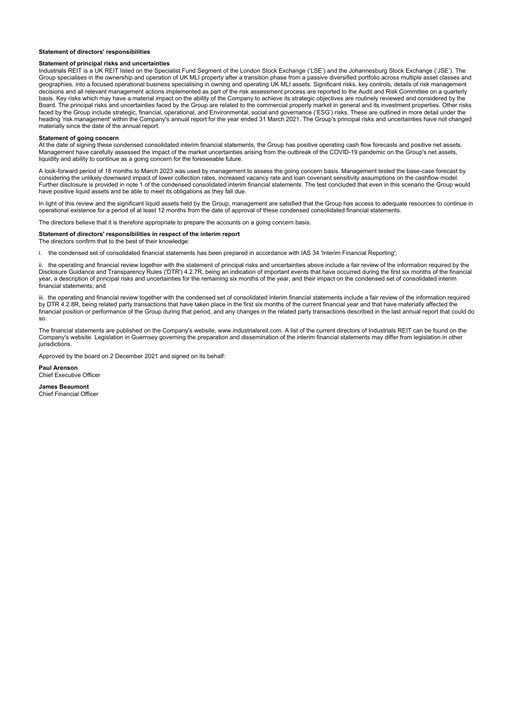## Statement of directors' responsibilities

### Statement of principal risks and uncertainties

Industrials REIT is a UK REIT listed on the Specialist Fund Segment of the London Stock Exchange ('LSE') and the Johannesburg Stock Exchange ('JSE'). The Group specialises in the ownership and operation of UK MLI property after a transition phase from a passive diversified portfolio across multiple asset classes and geographies, into a focused operational business specialising in owning and operating UK MLI assets. Significant risks, key controls, details of risk management decisions and all relevant management actions implemented as part of the risk assessment process are reported to the Audit and Risk Committee on a quarterly basis. Key risks which may have a material impact on the ability of the Company to achieve its strategic objectives are routinely reviewed and considered by the Board. The principal risks and uncertainties faced by the Group are related to the commercial property market in general and its investment properties. Other risks faced by the Group include strategic, financial, operational, and Environmental, social and governance ('ESG') risks. These are outlined in more detail under the heading 'risk management' within the Company's annual report for the year ended 31 March 2021. The Group's principal risks and uncertainties have not changed materially since the date of the annual report.

### Statement of going concern

At the date of signing these condensed consolidated interim financial statements, the Group has positive operating cash flow forecasts and positive net assets. Management have carefully assessed the impact of the market uncertainties arising from the outbreak of the COVID-19 pandemic on the Group's net assets, liquidity and ability to continue as a going concern for the foreseeable future.

A look-forward period of 18 months to March 2023 was used by management to assess the going concern basis. Management tested the base-case forecast by considering the unlikely downward impact of lower collection rates, increased vacancy rate and loan covenant sensitivity assumptions on the cashflow model. Further disclosure is provided in note 1 of the condensed consolidated interim financial statements. The test concluded that even in this scenario the Group would have positive liquid assets and be able to meet its obligations as they fall due.

In light of this review and the significant liquid assets held by the Group, management are satisfied that the Group has access to adequate resources to continue in operational existence for a period of at least 12 months from the date of approval of these condensed consolidated financial statements.

The directors believe that it is therefore appropriate to prepare the accounts on a going concern basis.

### Statement of directors' responsibilities in respect of the interim report

The directors confirm that to the best of their knowledge:

i. the condensed set of consolidated financial statements has been prepared in accordance with IAS 34 'Interim Financial Reporting';

ii. the operating and financial review together with the statement of principal risks and uncertainties above include a fair review of the information required by the Disclosure Guidance and Transparency Rules ('DTR') 4.2.7R, being an indication of important events that have occurred during the first six months of the financial year, a description of principal risks and uncertainties for the remaining six months of the year, and their impact on the condensed set of consolidated interim financial statements; and

iii. the operating and financial review together with the condensed set of consolidated interim financial statements include a fair review of the information required by DTR 4.2.8R, being related party transactions that have taken place in the first six months of the current financial year and that have materially affected the financial position or performance of the Group during that period, and any changes in the related party transactions described in the last annual report that could do so.

The financial statements are published on the Company's website, www.industrialsreit.com. A list of the current directors of Industrials REIT can be found on the Company's website. Legislation in Guernsey governing the preparation and dissemination of the interim financial statements may differ from legislation in other jurisdictions.

Approved by the board on 2 December 2021 and signed on its behalf:

**Paul Arenson**
Chief Executive Officer

**James Beaumont**
Chief Financial Officer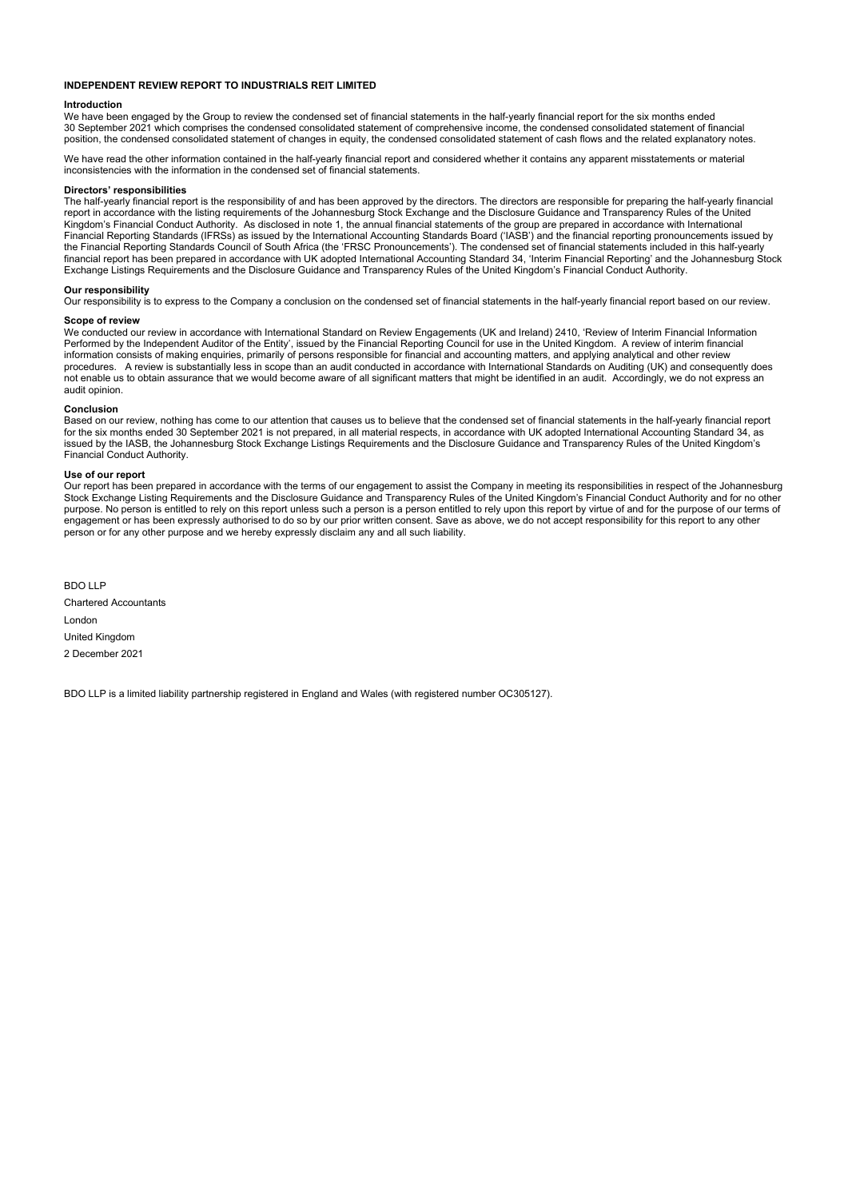# INDEPENDENT REVIEW REPORT TO INDUSTRIALS REIT LIMITED

## Introduction

We have been engaged by the Group to review the condensed set of financial statements in the half-yearly financial report for the six months ended 30 September 2021 which comprises the condensed consolidated statement of comprehensive income, the condensed consolidated statement of financial position, the condensed consolidated statement of changes in equity, the condensed consolidated statement of cash flows and the related explanatory notes.

We have read the other information contained in the half-yearly financial report and considered whether it contains any apparent misstatements or material inconsistencies with the information in the condensed set of financial statements.

## Directors' responsibilities

The half-yearly financial report is the responsibility of and has been approved by the directors. The directors are responsible for preparing the half-yearly financial report in accordance with the listing requirements of the Johannesburg Stock Exchange and the Disclosure Guidance and Transparency Rules of the United Kingdom's Financial Conduct Authority. As disclosed in note 1, the annual financial statements of the group are prepared in accordance with International Financial Reporting Standards (IFRSs) as issued by the International Accounting Standards Board ('IASB') and the financial reporting pronouncements issued by the Financial Reporting Standards Council of South Africa (the 'FRSC Pronouncements'). The condensed set of financial statements included in this half-yearly financial report has been prepared in accordance with UK adopted International Accounting Standard 34, 'Interim Financial Reporting' and the Johannesburg Stock Exchange Listings Requirements and the Disclosure Guidance and Transparency Rules of the United Kingdom's Financial Conduct Authority.

## Our responsibility

Our responsibility is to express to the Company a conclusion on the condensed set of financial statements in the half-yearly financial report based on our review.

## Scope of review

We conducted our review in accordance with International Standard on Review Engagements (UK and Ireland) 2410, 'Review of Interim Financial Information Performed by the Independent Auditor of the Entity', issued by the Financial Reporting Council for use in the United Kingdom. A review of interim financial information consists of making enquiries, primarily of persons responsible for financial and accounting matters, and applying analytical and other review procedures. A review is substantially less in scope than an audit conducted in accordance with International Standards on Auditing (UK) and consequently does not enable us to obtain assurance that we would become aware of all significant matters that might be identified in an audit. Accordingly, we do not express an audit opinion.

## Conclusion

Based on our review, nothing has come to our attention that causes us to believe that the condensed set of financial statements in the half-yearly financial report for the six months ended 30 September 2021 is not prepared, in all material respects, in accordance with UK adopted International Accounting Standard 34, as issued by the IASB, the Johannesburg Stock Exchange Listings Requirements and the Disclosure Guidance and Transparency Rules of the United Kingdom's Financial Conduct Authority.

## Use of our report

Our report has been prepared in accordance with the terms of our engagement to assist the Company in meeting its responsibilities in respect of the Johannesburg Stock Exchange Listing Requirements and the Disclosure Guidance and Transparency Rules of the United Kingdom's Financial Conduct Authority and for no other purpose. No person is entitled to rely on this report unless such a person is a person entitled to rely upon this report by virtue of and for the purpose of our terms of engagement or has been expressly authorised to do so by our prior written consent. Save as above, we do not accept responsibility for this report to any other person or for any other purpose and we hereby expressly disclaim any and all such liability.

BDO LLP

Chartered Accountants

London

United Kingdom

2 December 2021

BDO LLP is a limited liability partnership registered in England and Wales (with registered number OC305127).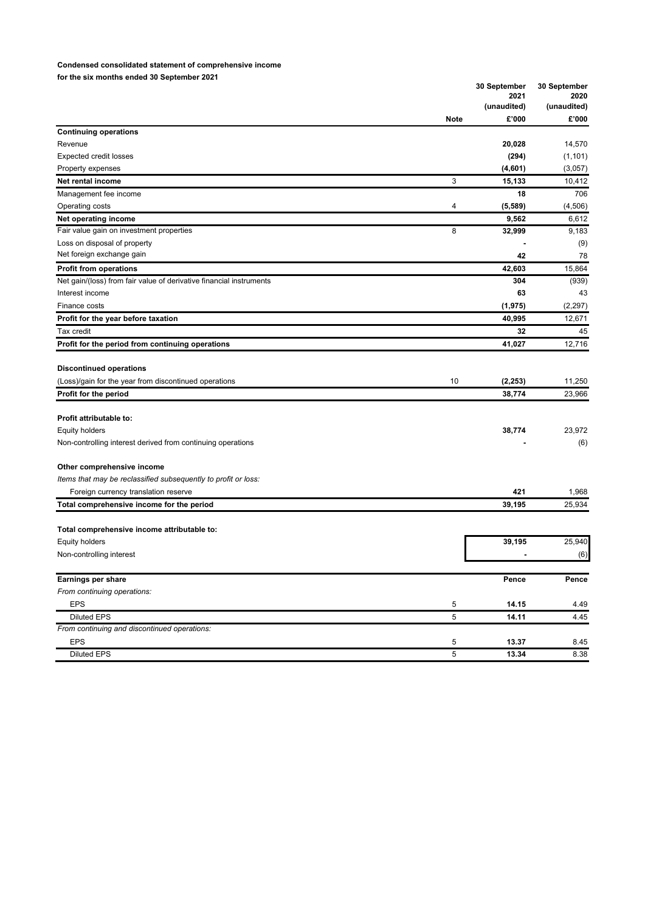**Condensed consolidated statement of comprehensive income**
**for the six months ended 30 September 2021**

| | Note | 30 September 2021 (unaudited) £'000 | 30 September 2020 (unaudited) £'000 |
|---|---|---|---|
| **Continuing operations** | | | |
| Revenue | | **20,028** | 14,570 |
| Expected credit losses | | **(294)** | (1,101) |
| Property expenses | | **(4,601)** | (3,057) |
| **Net rental income** | 3 | **15,133** | 10,412 |
| Management fee income | | **18** | 706 |
| Operating costs | 4 | **(5,589)** | (4,506) |
| **Net operating income** | | **9,562** | 6,612 |
| Fair value gain on investment properties | 8 | **32,999** | 9,183 |
| Loss on disposal of property | | **-** | (9) |
| Net foreign exchange gain | | **42** | 78 |
| **Profit from operations** | | **42,603** | 15,864 |
| Net gain/(loss) from fair value of derivative financial instruments | | **304** | (939) |
| Interest income | | **63** | 43 |
| Finance costs | | **(1,975)** | (2,297) |
| **Profit for the year before taxation** | | **40,995** | 12,671 |
| Tax credit | | **32** | 45 |
| **Profit for the period from continuing operations** | | **41,027** | 12,716 |
| | | | |
| **Discontinued operations** | | | |
| (Loss)/gain for the year from discontinued operations | 10 | **(2,253)** | 11,250 |
| **Profit for the period** | | **38,774** | 23,966 |
| | | | |
| **Profit attributable to:** | | | |
| Equity holders | | **38,774** | 23,972 |
| Non-controlling interest derived from continuing operations | | **-** | (6) |
| | | | |
| **Other comprehensive income** | | | |
| *Items that may be reclassified subsequently to profit or loss:* | | | |
| Foreign currency translation reserve | | **421** | 1,968 |
| **Total comprehensive income for the period** | | **39,195** | 25,934 |
| | | | |
| **Total comprehensive income attributable to:** | | | |
| Equity holders | | **39,195** | 25,940 |
| Non-controlling interest | | **-** | (6) |
| | | | |
| **Earnings per share** | | **Pence** | **Pence** |
| *From continuing operations:* | | | |
| EPS | 5 | **14.15** | 4.49 |
| Diluted EPS | 5 | **14.11** | 4.45 |
| *From continuing and discontinued operations:* | | | |
| EPS | 5 | **13.37** | 8.45 |
| Diluted EPS | 5 | **13.34** | 8.38 |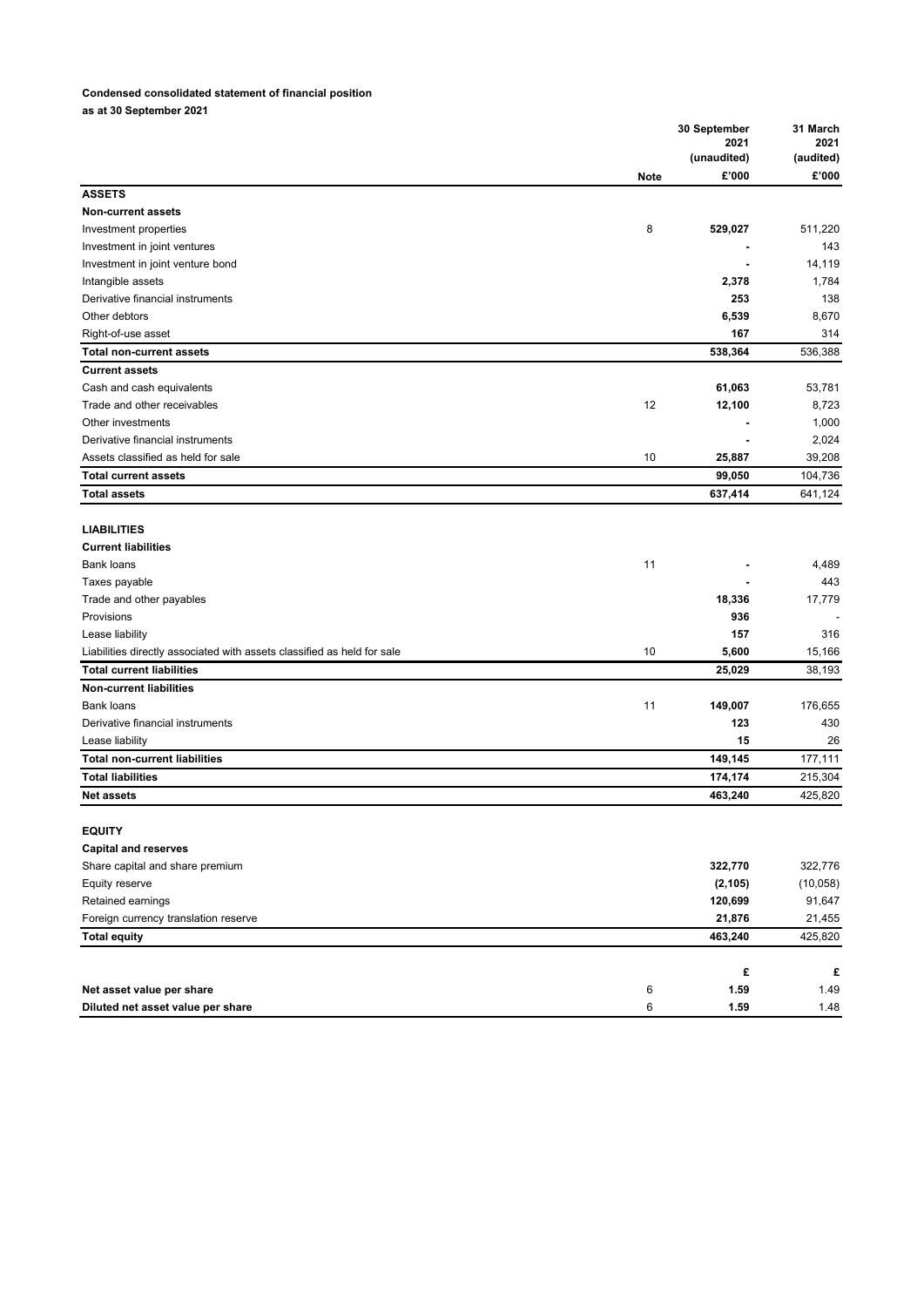**Condensed consolidated statement of financial position**

**as at 30 September 2021**

| | Note | 30 September 2021 (unaudited) £'000 | 31 March 2021 (audited) £'000 |
|---|---|---|---|
| **ASSETS** | | | |
| **Non-current assets** | | | |
| Investment properties | 8 | **529,027** | 511,220 |
| Investment in joint ventures | | **-** | 143 |
| Investment in joint venture bond | | **-** | 14,119 |
| Intangible assets | | **2,378** | 1,784 |
| Derivative financial instruments | | **253** | 138 |
| Other debtors | | **6,539** | 8,670 |
| Right-of-use asset | | **167** | 314 |
| **Total non-current assets** | | **538,364** | 536,388 |
| **Current assets** | | | |
| Cash and cash equivalents | | **61,063** | 53,781 |
| Trade and other receivables | 12 | **12,100** | 8,723 |
| Other investments | | **-** | 1,000 |
| Derivative financial instruments | | **-** | 2,024 |
| Assets classified as held for sale | 10 | **25,887** | 39,208 |
| **Total current assets** | | **99,050** | 104,736 |
| **Total assets** | | **637,414** | 641,124 |
| | | | |
| **LIABILITIES** | | | |
| **Current liabilities** | | | |
| Bank loans | 11 | **-** | 4,489 |
| Taxes payable | | **-** | 443 |
| Trade and other payables | | **18,336** | 17,779 |
| Provisions | | **936** | - |
| Lease liability | | **157** | 316 |
| Liabilities directly associated with assets classified as held for sale | 10 | **5,600** | 15,166 |
| **Total current liabilities** | | **25,029** | 38,193 |
| **Non-current liabilities** | | | |
| Bank loans | 11 | **149,007** | 176,655 |
| Derivative financial instruments | | **123** | 430 |
| Lease liability | | **15** | 26 |
| **Total non-current liabilities** | | **149,145** | 177,111 |
| **Total liabilities** | | **174,174** | 215,304 |
| **Net assets** | | **463,240** | 425,820 |
| | | | |
| **EQUITY** | | | |
| **Capital and reserves** | | | |
| Share capital and share premium | | **322,770** | 322,776 |
| Equity reserve | | **(2,105)** | (10,058) |
| Retained earnings | | **120,699** | 91,647 |
| Foreign currency translation reserve | | **21,876** | 21,455 |
| **Total equity** | | **463,240** | 425,820 |
| | | | |
| | | **£** | **£** |
| **Net asset value per share** | 6 | **1.59** | 1.49 |
| **Diluted net asset value per share** | 6 | **1.59** | 1.48 |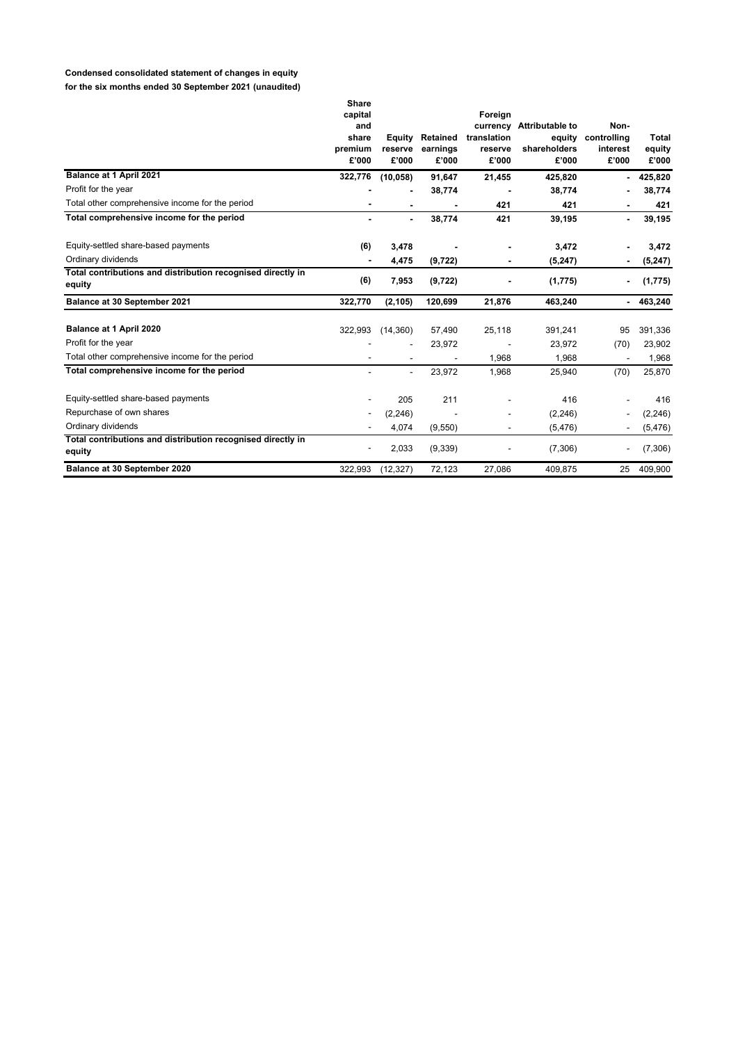**Condensed consolidated statement of changes in equity**
**for the six months ended 30 September 2021 (unaudited)**

| | Share capital and share premium £'000 | Equity reserve £'000 | Retained earnings £'000 | Foreign currency translation reserve £'000 | Attributable to equity shareholders £'000 | Non-controlling interest £'000 | Total equity £'000 |
|---|---|---|---|---|---|---|---|
| **Balance at 1 April 2021** | **322,776** | **(10,058)** | **91,647** | **21,455** | **425,820** | **-** | **425,820** |
| Profit for the year | **-** | **-** | **38,774** | **-** | **38,774** | **-** | **38,774** |
| Total other comprehensive income for the period | **-** | **-** | **-** | **421** | **421** | **-** | **421** |
| **Total comprehensive income for the period** | **-** | **-** | **38,774** | **421** | **39,195** | **-** | **39,195** |
| Equity-settled share-based payments | **(6)** | **3,478** | **-** | **-** | **3,472** | **-** | **3,472** |
| Ordinary dividends | **-** | **4,475** | **(9,722)** | **-** | **(5,247)** | **-** | **(5,247)** |
| **Total contributions and distribution recognised directly in equity** | **(6)** | **7,953** | **(9,722)** | **-** | **(1,775)** | **-** | **(1,775)** |
| **Balance at 30 September 2021** | **322,770** | **(2,105)** | **120,699** | **21,876** | **463,240** | **-** | **463,240** |
| **Balance at 1 April 2020** | 322,993 | (14,360) | 57,490 | 25,118 | 391,241 | 95 | 391,336 |
| Profit for the year | - | - | 23,972 | - | 23,972 | (70) | 23,902 |
| Total other comprehensive income for the period | - | - | - | 1,968 | 1,968 | - | 1,968 |
| **Total comprehensive income for the period** | - | - | 23,972 | 1,968 | 25,940 | (70) | 25,870 |
| Equity-settled share-based payments | - | 205 | 211 | - | 416 | - | 416 |
| Repurchase of own shares | - | (2,246) | - | - | (2,246) | - | (2,246) |
| Ordinary dividends | - | 4,074 | (9,550) | - | (5,476) | - | (5,476) |
| **Total contributions and distribution recognised directly in equity** | - | 2,033 | (9,339) | - | (7,306) | - | (7,306) |
| **Balance at 30 September 2020** | 322,993 | (12,327) | 72,123 | 27,086 | 409,875 | 25 | 409,900 |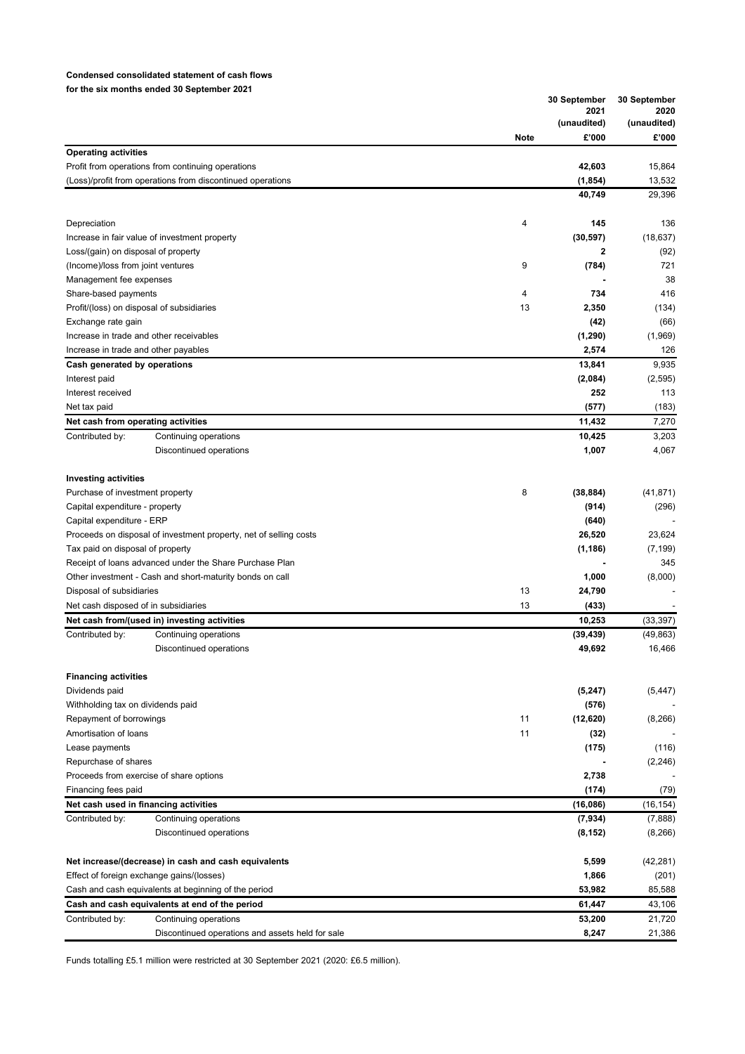**Condensed consolidated statement of cash flows**
**for the six months ended 30 September 2021**

| | | Note | 30 September 2021 (unaudited) £'000 | 30 September 2020 (unaudited) £'000 |
|---|---|---|---|---|
| **Operating activities** | | | | |
| Profit from operations from continuing operations | | | **42,603** | 15,864 |
| (Loss)/profit from operations from discontinued operations | | | **(1,854)** | 13,532 |
| | | | **40,749** | 29,396 |
| Depreciation | | 4 | **145** | 136 |
| Increase in fair value of investment property | | | **(30,597)** | (18,637) |
| Loss/(gain) on disposal of property | | | **2** | (92) |
| (Income)/loss from joint ventures | | 9 | **(784)** | 721 |
| Management fee expenses | | | **-** | 38 |
| Share-based payments | | 4 | **734** | 416 |
| Profit/(loss) on disposal of subsidiaries | | 13 | **2,350** | (134) |
| Exchange rate gain | | | **(42)** | (66) |
| Increase in trade and other receivables | | | **(1,290)** | (1,969) |
| Increase in trade and other payables | | | **2,574** | 126 |
| **Cash generated by operations** | | | **13,841** | 9,935 |
| Interest paid | | | **(2,084)** | (2,595) |
| Interest received | | | **252** | 113 |
| Net tax paid | | | **(577)** | (183) |
| **Net cash from operating activities** | | | **11,432** | 7,270 |
| Contributed by: | Continuing operations | | **10,425** | 3,203 |
| | Discontinued operations | | **1,007** | 4,067 |
| **Investing activities** | | | | |
| Purchase of investment property | | 8 | **(38,884)** | (41,871) |
| Capital expenditure - property | | | **(914)** | (296) |
| Capital expenditure - ERP | | | **(640)** | - |
| Proceeds on disposal of investment property, net of selling costs | | | **26,520** | 23,624 |
| Tax paid on disposal of property | | | **(1,186)** | (7,199) |
| Receipt of loans advanced under the Share Purchase Plan | | | **-** | 345 |
| Other investment - Cash and short-maturity bonds on call | | | **1,000** | (8,000) |
| Disposal of subsidiaries | | 13 | **24,790** | - |
| Net cash disposed of in subsidiaries | | 13 | **(433)** | - |
| **Net cash from/(used in) investing activities** | | | **10,253** | (33,397) |
| Contributed by: | Continuing operations | | **(39,439)** | (49,863) |
| | Discontinued operations | | **49,692** | 16,466 |
| **Financing activities** | | | | |
| Dividends paid | | | **(5,247)** | (5,447) |
| Withholding tax on dividends paid | | | **(576)** | - |
| Repayment of borrowings | | 11 | **(12,620)** | (8,266) |
| Amortisation of loans | | 11 | **(32)** | - |
| Lease payments | | | **(175)** | (116) |
| Repurchase of shares | | | **-** | (2,246) |
| Proceeds from exercise of share options | | | **2,738** | - |
| Financing fees paid | | | **(174)** | (79) |
| **Net cash used in financing activities** | | | **(16,086)** | (16,154) |
| Contributed by: | Continuing operations | | **(7,934)** | (7,888) |
| | Discontinued operations | | **(8,152)** | (8,266) |
| **Net increase/(decrease) in cash and cash equivalents** | | | **5,599** | (42,281) |
| Effect of foreign exchange gains/(losses) | | | **1,866** | (201) |
| Cash and cash equivalents at beginning of the period | | | **53,982** | 85,588 |
| **Cash and cash equivalents at end of the period** | | | **61,447** | 43,106 |
| Contributed by: | Continuing operations | | **53,200** | 21,720 |
| | Discontinued operations and assets held for sale | | **8,247** | 21,386 |

Funds totalling £5.1 million were restricted at 30 September 2021 (2020: £6.5 million).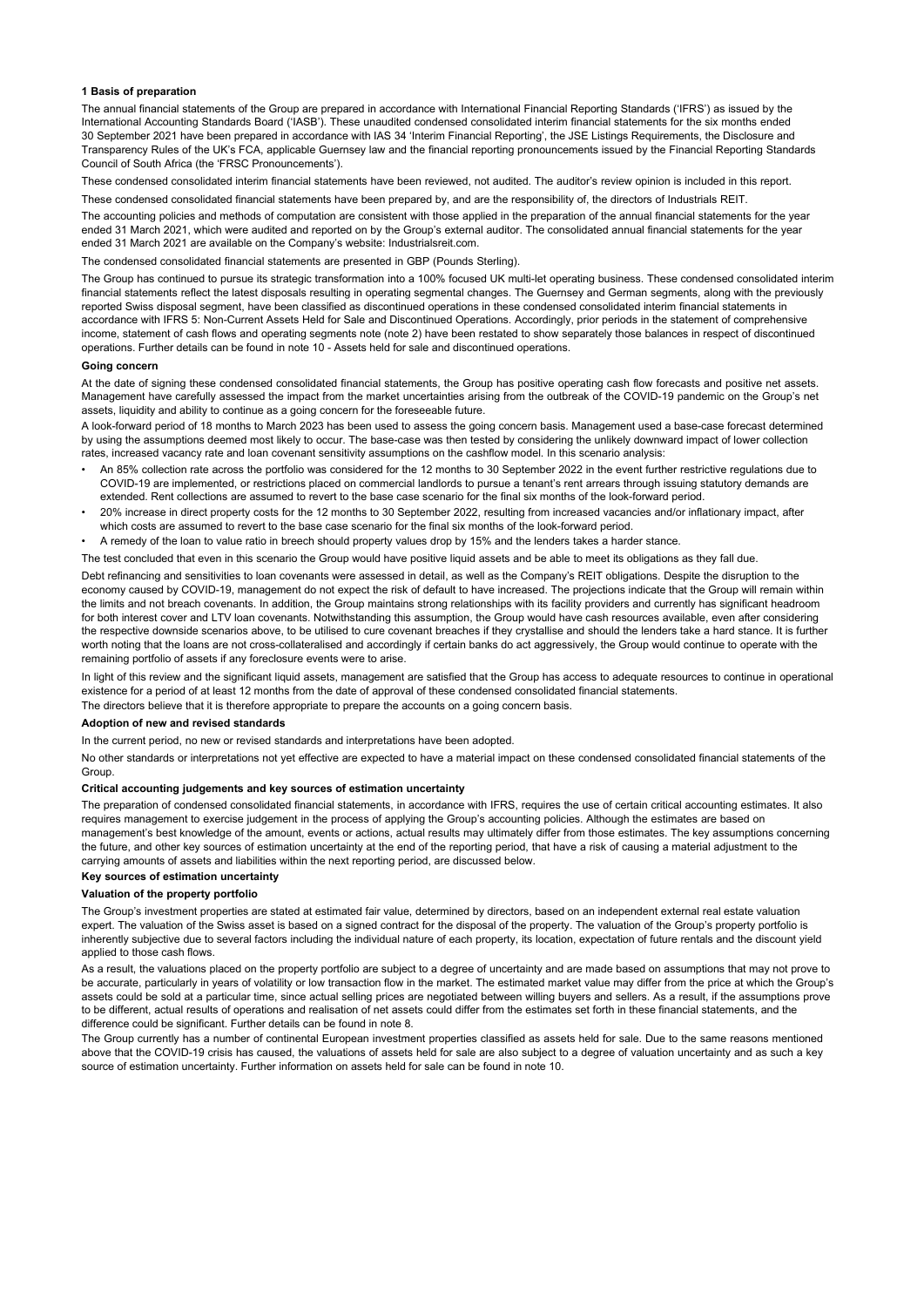## 1 Basis of preparation

The annual financial statements of the Group are prepared in accordance with International Financial Reporting Standards ('IFRS') as issued by the International Accounting Standards Board ('IASB'). These unaudited condensed consolidated interim financial statements for the six months ended 30 September 2021 have been prepared in accordance with IAS 34 'Interim Financial Reporting', the JSE Listings Requirements, the Disclosure and Transparency Rules of the UK's FCA, applicable Guernsey law and the financial reporting pronouncements issued by the Financial Reporting Standards Council of South Africa (the 'FRSC Pronouncements').

These condensed consolidated interim financial statements have been reviewed, not audited. The auditor's review opinion is included in this report.

These condensed consolidated financial statements have been prepared by, and are the responsibility of, the directors of Industrials REIT.

The accounting policies and methods of computation are consistent with those applied in the preparation of the annual financial statements for the year ended 31 March 2021, which were audited and reported on by the Group's external auditor. The consolidated annual financial statements for the year ended 31 March 2021 are available on the Company's website: Industrialsreit.com.

The condensed consolidated financial statements are presented in GBP (Pounds Sterling).

The Group has continued to pursue its strategic transformation into a 100% focused UK multi-let operating business. These condensed consolidated interim financial statements reflect the latest disposals resulting in operating segmental changes. The Guernsey and German segments, along with the previously reported Swiss disposal segment, have been classified as discontinued operations in these condensed consolidated interim financial statements in accordance with IFRS 5: Non-Current Assets Held for Sale and Discontinued Operations. Accordingly, prior periods in the statement of comprehensive income, statement of cash flows and operating segments note (note 2) have been restated to show separately those balances in respect of discontinued operations. Further details can be found in note 10 - Assets held for sale and discontinued operations.

### Going concern

At the date of signing these condensed consolidated financial statements, the Group has positive operating cash flow forecasts and positive net assets. Management have carefully assessed the impact from the market uncertainties arising from the outbreak of the COVID-19 pandemic on the Group's net assets, liquidity and ability to continue as a going concern for the foreseeable future.

A look-forward period of 18 months to March 2023 has been used to assess the going concern basis. Management used a base-case forecast determined by using the assumptions deemed most likely to occur. The base-case was then tested by considering the unlikely downward impact of lower collection rates, increased vacancy rate and loan covenant sensitivity assumptions on the cashflow model. In this scenario analysis:

- An 85% collection rate across the portfolio was considered for the 12 months to 30 September 2022 in the event further restrictive regulations due to COVID-19 are implemented, or restrictions placed on commercial landlords to pursue a tenant's rent arrears through issuing statutory demands are extended. Rent collections are assumed to revert to the base case scenario for the final six months of the look-forward period.
- 20% increase in direct property costs for the 12 months to 30 September 2022, resulting from increased vacancies and/or inflationary impact, after which costs are assumed to revert to the base case scenario for the final six months of the look-forward period.
- A remedy of the loan to value ratio in breech should property values drop by 15% and the lenders takes a harder stance.

The test concluded that even in this scenario the Group would have positive liquid assets and be able to meet its obligations as they fall due.

Debt refinancing and sensitivities to loan covenants were assessed in detail, as well as the Company's REIT obligations. Despite the disruption to the economy caused by COVID-19, management do not expect the risk of default to have increased. The projections indicate that the Group will remain within the limits and not breach covenants. In addition, the Group maintains strong relationships with its facility providers and currently has significant headroom for both interest cover and LTV loan covenants. Notwithstanding this assumption, the Group would have cash resources available, even after considering the respective downside scenarios above, to be utilised to cure covenant breaches if they crystallise and should the lenders take a hard stance. It is further worth noting that the loans are not cross-collateralised and accordingly if certain banks do act aggressively, the Group would continue to operate with the remaining portfolio of assets if any foreclosure events were to arise.

In light of this review and the significant liquid assets, management are satisfied that the Group has access to adequate resources to continue in operational existence for a period of at least 12 months from the date of approval of these condensed consolidated financial statements.

The directors believe that it is therefore appropriate to prepare the accounts on a going concern basis.

### Adoption of new and revised standards

In the current period, no new or revised standards and interpretations have been adopted.

No other standards or interpretations not yet effective are expected to have a material impact on these condensed consolidated financial statements of the Group.

### Critical accounting judgements and key sources of estimation uncertainty

The preparation of condensed consolidated financial statements, in accordance with IFRS, requires the use of certain critical accounting estimates. It also requires management to exercise judgement in the process of applying the Group's accounting policies. Although the estimates are based on management's best knowledge of the amount, events or actions, actual results may ultimately differ from those estimates. The key assumptions concerning the future, and other key sources of estimation uncertainty at the end of the reporting period, that have a risk of causing a material adjustment to the carrying amounts of assets and liabilities within the next reporting period, are discussed below.

### Key sources of estimation uncertainty

#### Valuation of the property portfolio

The Group's investment properties are stated at estimated fair value, determined by directors, based on an independent external real estate valuation expert. The valuation of the Swiss asset is based on a signed contract for the disposal of the property. The valuation of the Group's property portfolio is inherently subjective due to several factors including the individual nature of each property, its location, expectation of future rentals and the discount yield applied to those cash flows.

As a result, the valuations placed on the property portfolio are subject to a degree of uncertainty and are made based on assumptions that may not prove to be accurate, particularly in years of volatility or low transaction flow in the market. The estimated market value may differ from the price at which the Group's assets could be sold at a particular time, since actual selling prices are negotiated between willing buyers and sellers. As a result, if the assumptions prove to be different, actual results of operations and realisation of net assets could differ from the estimates set forth in these financial statements, and the difference could be significant. Further details can be found in note 8.

The Group currently has a number of continental European investment properties classified as assets held for sale. Due to the same reasons mentioned above that the COVID-19 crisis has caused, the valuations of assets held for sale are also subject to a degree of valuation uncertainty and as such a key source of estimation uncertainty. Further information on assets held for sale can be found in note 10.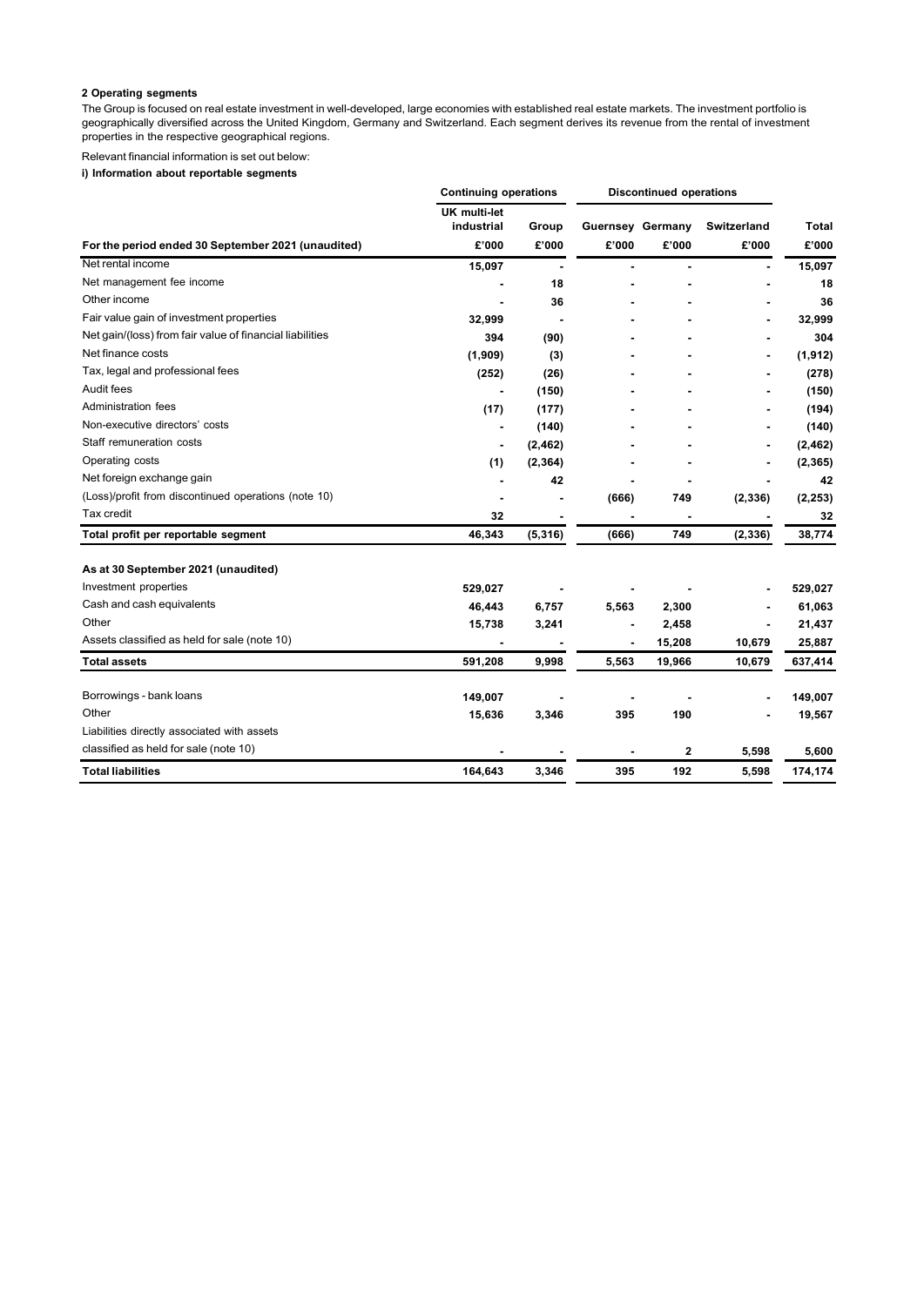**2 Operating segments**

The Group is focused on real estate investment in well-developed, large economies with established real estate markets. The investment portfolio is geographically diversified across the United Kingdom, Germany and Switzerland. Each segment derives its revenue from the rental of investment properties in the respective geographical regions.

Relevant financial information is set out below:

**i) Information about reportable segments**

| | Continuing operations | | Discontinued operations | | | |
|---|---|---|---|---|---|---|
| | **UK multi-let industrial** | **Group** | **Guernsey** | **Germany** | **Switzerland** | **Total** |
| **For the period ended 30 September 2021 (unaudited)** | **£'000** | **£'000** | **£'000** | **£'000** | **£'000** | **£'000** |
| Net rental income | 15,097 | - | - | - | - | 15,097 |
| Net management fee income | - | 18 | - | - | - | 18 |
| Other income | - | 36 | - | - | - | 36 |
| Fair value gain of investment properties | 32,999 | - | - | - | - | 32,999 |
| Net gain/(loss) from fair value of financial liabilities | 394 | (90) | - | - | - | 304 |
| Net finance costs | (1,909) | (3) | - | - | - | (1,912) |
| Tax, legal and professional fees | (252) | (26) | - | - | - | (278) |
| Audit fees | - | (150) | - | - | - | (150) |
| Administration fees | (17) | (177) | - | - | - | (194) |
| Non-executive directors' costs | - | (140) | - | - | - | (140) |
| Staff remuneration costs | - | (2,462) | - | - | - | (2,462) |
| Operating costs | (1) | (2,364) | - | - | - | (2,365) |
| Net foreign exchange gain | - | 42 | - | - | - | 42 |
| (Loss)/profit from discontinued operations (note 10) | - | - | (666) | 749 | (2,336) | (2,253) |
| Tax credit | 32 | - | - | - | - | 32 |
| **Total profit per reportable segment** | **46,343** | **(5,316)** | **(666)** | **749** | **(2,336)** | **38,774** |
| | | | | | | |
| **As at 30 September 2021 (unaudited)** | | | | | | |
| Investment properties | 529,027 | - | - | - | - | 529,027 |
| Cash and cash equivalents | 46,443 | 6,757 | 5,563 | 2,300 | - | 61,063 |
| Other | 15,738 | 3,241 | - | 2,458 | - | 21,437 |
| Assets classified as held for sale (note 10) | - | - | - | 15,208 | 10,679 | 25,887 |
| **Total assets** | **591,208** | **9,998** | **5,563** | **19,966** | **10,679** | **637,414** |
| | | | | | | |
| Borrowings - bank loans | 149,007 | - | - | - | - | 149,007 |
| Other | 15,636 | 3,346 | 395 | 190 | - | 19,567 |
| Liabilities directly associated with assets classified as held for sale (note 10) | - | - | - | 2 | 5,598 | 5,600 |
| **Total liabilities** | **164,643** | **3,346** | **395** | **192** | **5,598** | **174,174** |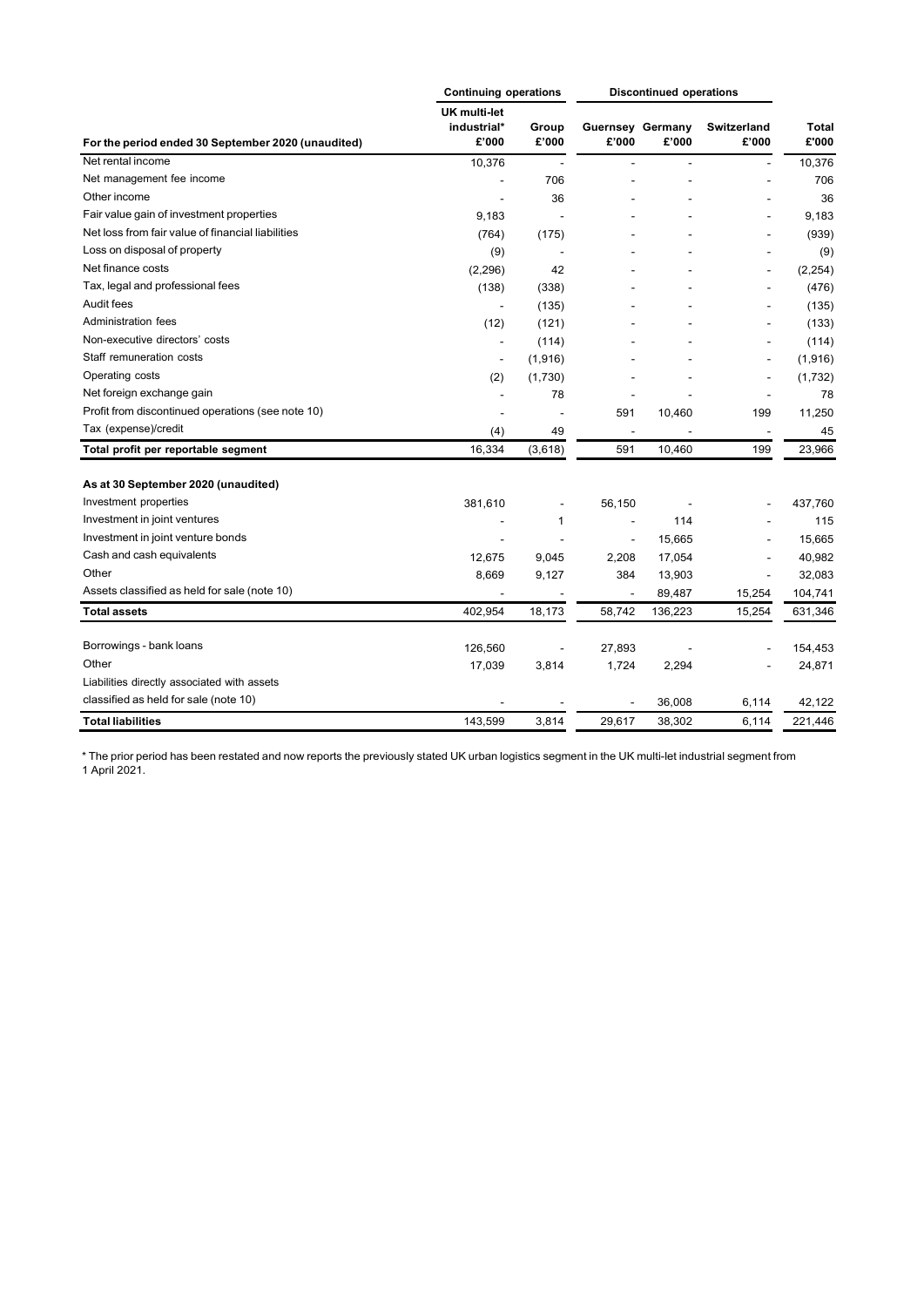| | Continuing operations | | Discontinued operations | | | |
|---|---|---|---|---|---|---|
| **For the period ended 30 September 2020 (unaudited)** | **UK multi-let industrial* £'000** | **Group £'000** | **Guernsey £'000** | **Germany £'000** | **Switzerland £'000** | **Total £'000** |
| Net rental income | 10,376 | - | - | - | - | 10,376 |
| Net management fee income | - | 706 | - | - | - | 706 |
| Other income | - | 36 | - | - | - | 36 |
| Fair value gain of investment properties | 9,183 | - | - | - | - | 9,183 |
| Net loss from fair value of financial liabilities | (764) | (175) | - | - | - | (939) |
| Loss on disposal of property | (9) | - | - | - | - | (9) |
| Net finance costs | (2,296) | 42 | - | - | - | (2,254) |
| Tax, legal and professional fees | (138) | (338) | - | - | - | (476) |
| Audit fees | - | (135) | - | - | - | (135) |
| Administration fees | (12) | (121) | - | - | - | (133) |
| Non-executive directors' costs | - | (114) | - | - | - | (114) |
| Staff remuneration costs | - | (1,916) | - | - | - | (1,916) |
| Operating costs | (2) | (1,730) | - | - | - | (1,732) |
| Net foreign exchange gain | - | 78 | - | - | - | 78 |
| Profit from discontinued operations (see note 10) | - | - | 591 | 10,460 | 199 | 11,250 |
| Tax (expense)/credit | (4) | 49 | - | - | - | 45 |
| **Total profit per reportable segment** | 16,334 | (3,618) | 591 | 10,460 | 199 | 23,966 |
| | | | | | | |
| **As at 30 September 2020 (unaudited)** | | | | | | |
| Investment properties | 381,610 | - | 56,150 | - | - | 437,760 |
| Investment in joint ventures | - | 1 | - | 114 | - | 115 |
| Investment in joint venture bonds | - | - | - | 15,665 | - | 15,665 |
| Cash and cash equivalents | 12,675 | 9,045 | 2,208 | 17,054 | - | 40,982 |
| Other | 8,669 | 9,127 | 384 | 13,903 | - | 32,083 |
| Assets classified as held for sale (note 10) | - | - | - | 89,487 | 15,254 | 104,741 |
| **Total assets** | 402,954 | 18,173 | 58,742 | 136,223 | 15,254 | 631,346 |
| | | | | | | |
| Borrowings - bank loans | 126,560 | - | 27,893 | - | - | 154,453 |
| Other | 17,039 | 3,814 | 1,724 | 2,294 | - | 24,871 |
| Liabilities directly associated with assets classified as held for sale (note 10) | - | - | - | 36,008 | 6,114 | 42,122 |
| **Total liabilities** | 143,599 | 3,814 | 29,617 | 38,302 | 6,114 | 221,446 |

* The prior period has been restated and now reports the previously stated UK urban logistics segment in the UK multi-let industrial segment from 1 April 2021.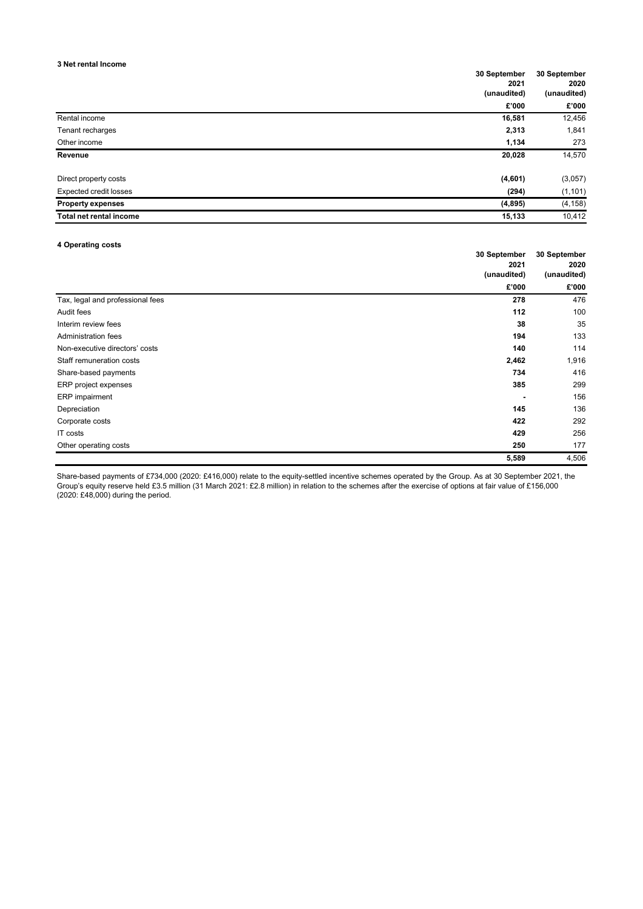### 3 Net rental Income

| | 30 September 2021 (unaudited) | 30 September 2020 (unaudited) |
|---|---|---|
| | **£'000** | **£'000** |
| Rental income | **16,581** | 12,456 |
| Tenant recharges | **2,313** | 1,841 |
| Other income | **1,134** | 273 |
| **Revenue** | **20,028** | 14,570 |
| | | |
| Direct property costs | **(4,601)** | (3,057) |
| Expected credit losses | **(294)** | (1,101) |
| **Property expenses** | **(4,895)** | (4,158) |
| **Total net rental income** | **15,133** | 10,412 |

### 4 Operating costs

| | 30 September 2021 (unaudited) | 30 September 2020 (unaudited) |
|---|---|---|
| | **£'000** | **£'000** |
| Tax, legal and professional fees | **278** | 476 |
| Audit fees | **112** | 100 |
| Interim review fees | **38** | 35 |
| Administration fees | **194** | 133 |
| Non-executive directors' costs | **140** | 114 |
| Staff remuneration costs | **2,462** | 1,916 |
| Share-based payments | **734** | 416 |
| ERP project expenses | **385** | 299 |
| ERP impairment | **-** | 156 |
| Depreciation | **145** | 136 |
| Corporate costs | **422** | 292 |
| IT costs | **429** | 256 |
| Other operating costs | **250** | 177 |
| | **5,589** | 4,506 |

Share-based payments of £734,000 (2020: £416,000) relate to the equity-settled incentive schemes operated by the Group. As at 30 September 2021, the Group's equity reserve held £3.5 million (31 March 2021: £2.8 million) in relation to the schemes after the exercise of options at fair value of £156,000 (2020: £48,000) during the period.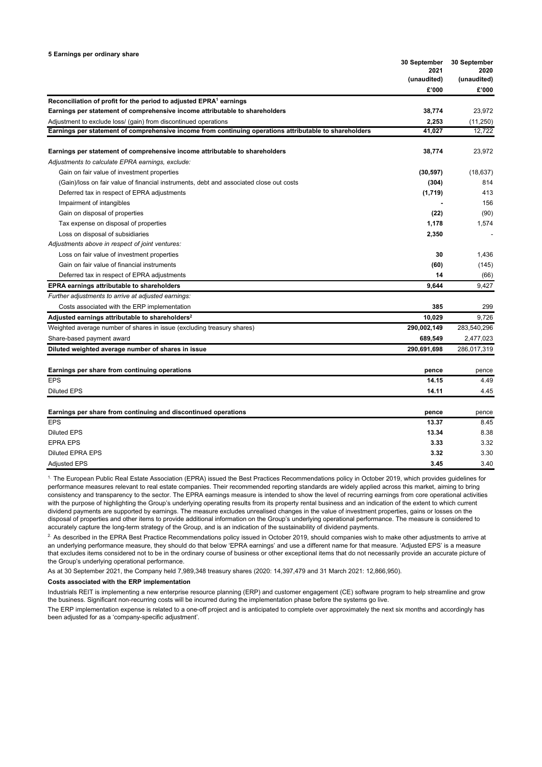### 5 Earnings per ordinary share

| | 30 September 2021 (unaudited) | 30 September 2020 (unaudited) |
|---|---|---|
| | £'000 | £'000 |
| **Reconciliation of profit for the period to adjusted EPRA[1] earnings** | | |
| **Earnings per statement of comprehensive income attributable to shareholders** | **38,774** | 23,972 |
| Adjustment to exclude loss/ (gain) from discontinued operations | **2,253** | (11,250) |
| **Earnings per statement of comprehensive income from continuing operations attributable to shareholders** | **41,027** | 12,722 |
| | | |
| **Earnings per statement of comprehensive income attributable to shareholders** | **38,774** | 23,972 |
| *Adjustments to calculate EPRA earnings, exclude:* | | |
| Gain on fair value of investment properties | **(30,597)** | (18,637) |
| (Gain)/loss on fair value of financial instruments, debt and associated close out costs | **(304)** | 814 |
| Deferred tax in respect of EPRA adjustments | **(1,719)** | 413 |
| Impairment of intangibles | **-** | 156 |
| Gain on disposal of properties | **(22)** | (90) |
| Tax expense on disposal of properties | **1,178** | 1,574 |
| Loss on disposal of subsidiaries | **2,350** | - |
| *Adjustments above in respect of joint ventures:* | | |
| Loss on fair value of investment properties | **30** | 1,436 |
| Gain on fair value of financial instruments | **(60)** | (145) |
| Deferred tax in respect of EPRA adjustments | **14** | (66) |
| **EPRA earnings attributable to shareholders** | **9,644** | 9,427 |
| *Further adjustments to arrive at adjusted earnings:* | | |
| Costs associated with the ERP implementation | **385** | 299 |
| **Adjusted earnings attributable to shareholders[2]** | **10,029** | 9,726 |
| Weighted average number of shares in issue (excluding treasury shares) | **290,002,149** | 283,540,296 |
| Share-based payment award | **689,549** | 2,477,023 |
| **Diluted weighted average number of shares in issue** | **290,691,698** | 286,017,319 |
| | | |
| **Earnings per share from continuing operations** | **pence** | pence |
| EPS | **14.15** | 4.49 |
| Diluted EPS | **14.11** | 4.45 |
| | | |
| **Earnings per share from continuing and discontinued operations** | **pence** | pence |
| EPS | **13.37** | 8.45 |
| Diluted EPS | **13.34** | 8.38 |
| EPRA EPS | **3.33** | 3.32 |
| Diluted EPRA EPS | **3.32** | 3.30 |
| Adjusted EPS | **3.45** | 3.40 |

[1] The European Public Real Estate Association (EPRA) issued the Best Practices Recommendations policy in October 2019, which provides guidelines for performance measures relevant to real estate companies. Their recommended reporting standards are widely applied across this market, aiming to bring consistency and transparency to the sector. The EPRA earnings measure is intended to show the level of recurring earnings from core operational activities with the purpose of highlighting the Group's underlying operating results from its property rental business and an indication of the extent to which current dividend payments are supported by earnings. The measure excludes unrealised changes in the value of investment properties, gains or losses on the disposal of properties and other items to provide additional information on the Group's underlying operational performance. The measure is considered to accurately capture the long-term strategy of the Group, and is an indication of the sustainability of dividend payments.

[2] As described in the EPRA Best Practice Recommendations policy issued in October 2019, should companies wish to make other adjustments to arrive at an underlying performance measure, they should do that below 'EPRA earnings' and use a different name for that measure. 'Adjusted EPS' is a measure that excludes items considered not to be in the ordinary course of business or other exceptional items that do not necessarily provide an accurate picture of the Group's underlying operational performance.

As at 30 September 2021, the Company held 7,989,348 treasury shares (2020: 14,397,479 and 31 March 2021: 12,866,950).

**Costs associated with the ERP implementation**

Industrials REIT is implementing a new enterprise resource planning (ERP) and customer engagement (CE) software program to help streamline and grow the business. Significant non-recurring costs will be incurred during the implementation phase before the systems go live.

The ERP implementation expense is related to a one-off project and is anticipated to complete over approximately the next six months and accordingly has been adjusted for as a 'company-specific adjustment'.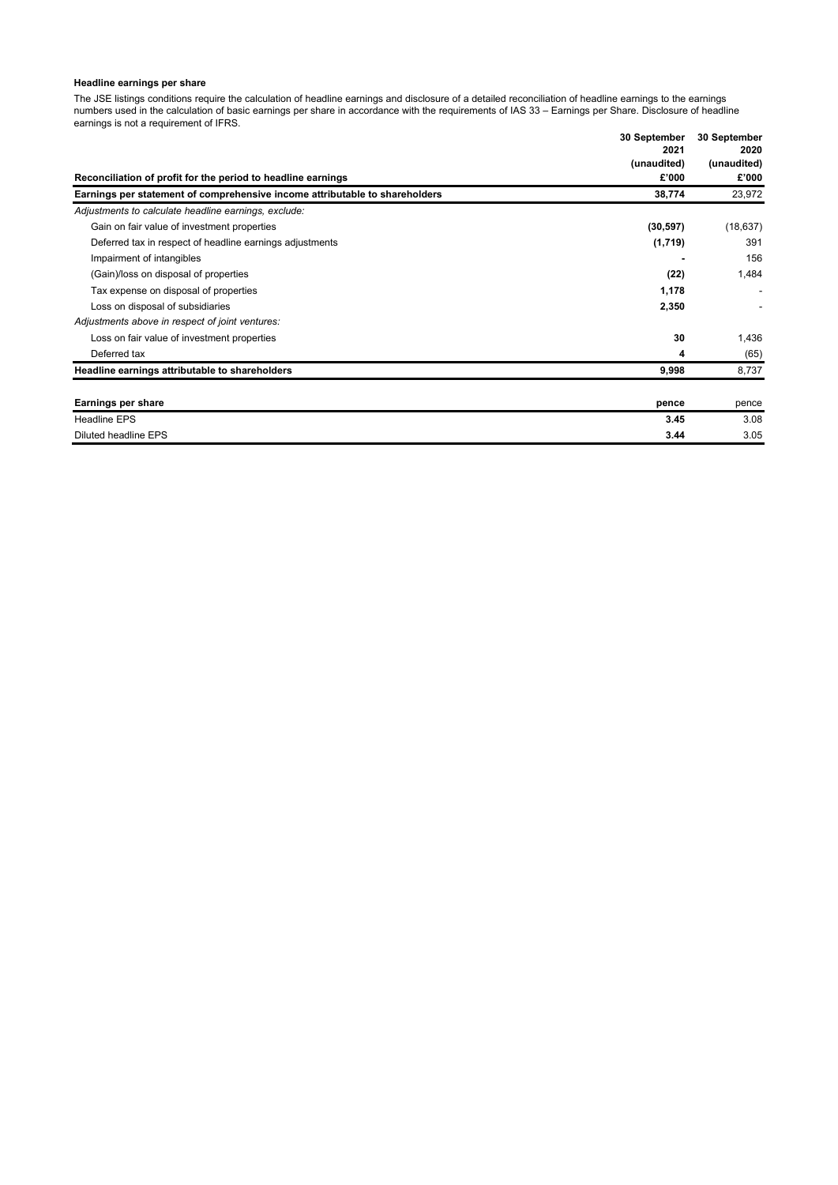**Headline earnings per share**

The JSE listings conditions require the calculation of headline earnings and disclosure of a detailed reconciliation of headline earnings to the earnings numbers used in the calculation of basic earnings per share in accordance with the requirements of IAS 33 – Earnings per Share. Disclosure of headline earnings is not a requirement of IFRS.

| Reconciliation of profit for the period to headline earnings | 30 September 2021 (unaudited) £'000 | 30 September 2020 (unaudited) £'000 |
|---|---|---|
| **Earnings per statement of comprehensive income attributable to shareholders** | **38,774** | 23,972 |
| *Adjustments to calculate headline earnings, exclude:* | | |
| Gain on fair value of investment properties | **(30,597)** | (18,637) |
| Deferred tax in respect of headline earnings adjustments | **(1,719)** | 391 |
| Impairment of intangibles | **-** | 156 |
| (Gain)/loss on disposal of properties | **(22)** | 1,484 |
| Tax expense on disposal of properties | **1,178** | - |
| Loss on disposal of subsidiaries | **2,350** | - |
| *Adjustments above in respect of joint ventures:* | | |
| Loss on fair value of investment properties | **30** | 1,436 |
| Deferred tax | **4** | (65) |
| **Headline earnings attributable to shareholders** | **9,998** | 8,737 |

| Earnings per share | pence | pence |
|---|---|---|
| Headline EPS | **3.45** | 3.08 |
| Diluted headline EPS | **3.44** | 3.05 |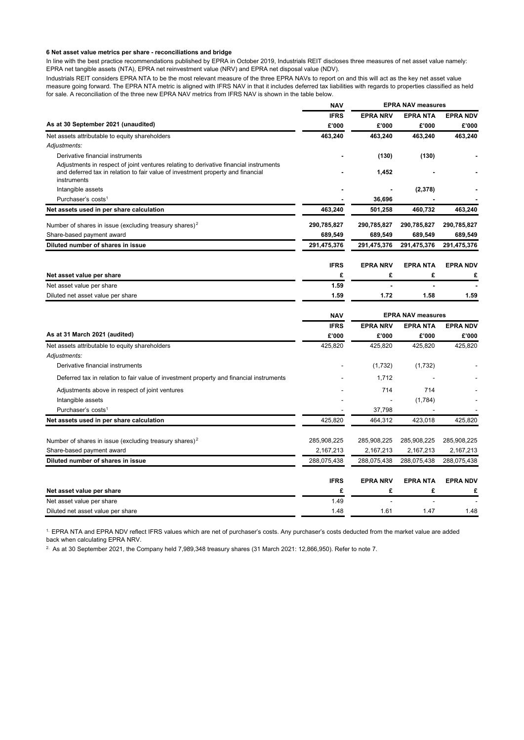**6 Net asset value metrics per share - reconciliations and bridge**

In line with the best practice recommendations published by EPRA in October 2019, Industrials REIT discloses three measures of net asset value namely: EPRA net tangible assets (NTA), EPRA net reinvestment value (NRV) and EPRA net disposal value (NDV).

Industrials REIT considers EPRA NTA to be the most relevant measure of the three EPRA NAVs to report on and this will act as the key net asset value measure going forward. The EPRA NTA metric is aligned with IFRS NAV in that it includes deferred tax liabilities with regards to properties classified as held for sale. A reconciliation of the three new EPRA NAV metrics from IFRS NAV is shown in the table below.

| | NAV | EPRA NAV measures | | |
|---|---|---|---|---|
| | IFRS | EPRA NRV | EPRA NTA | EPRA NDV |
| **As at 30 September 2021 (unaudited)** | £'000 | £'000 | £'000 | £'000 |
| Net assets attributable to equity shareholders | **463,240** | **463,240** | **463,240** | **463,240** |
| *Adjustments:* | | | | |
| Derivative financial instruments | **-** | **(130)** | **(130)** | **-** |
| Adjustments in respect of joint ventures relating to derivative financial instruments and deferred tax in relation to fair value of investment property and financial instruments | **-** | **1,452** | **-** | **-** |
| Intangible assets | **-** | **-** | **(2,378)** | **-** |
| Purchaser's costs[1] | **-** | **36,696** | **-** | **-** |
| **Net assets used in per share calculation** | **463,240** | **501,258** | **460,732** | **463,240** |
| Number of shares in issue (excluding treasury shares)[2] | **290,785,827** | **290,785,827** | **290,785,827** | **290,785,827** |
| Share-based payment award | **689,549** | **689,549** | **689,549** | **689,549** |
| **Diluted number of shares in issue** | **291,475,376** | **291,475,376** | **291,475,376** | **291,475,376** |
| | IFRS | EPRA NRV | EPRA NTA | EPRA NDV |
| **Net asset value per share** | £ | £ | £ | £ |
| Net asset value per share | **1.59** | **-** | **-** | **-** |
| Diluted net asset value per share | **1.59** | **1.72** | **1.58** | **1.59** |

| | NAV | EPRA NAV measures | | |
|---|---|---|---|---|
| | IFRS | EPRA NRV | EPRA NTA | EPRA NDV |
| **As at 31 March 2021 (audited)** | £'000 | £'000 | £'000 | £'000 |
| Net assets attributable to equity shareholders | 425,820 | 425,820 | 425,820 | 425,820 |
| *Adjustments:* | | | | |
| Derivative financial instruments | - | (1,732) | (1,732) | - |
| Deferred tax in relation to fair value of investment property and financial instruments | - | 1,712 | - | - |
| Adjustments above in respect of joint ventures | - | 714 | 714 | - |
| Intangible assets | - | - | (1,784) | - |
| Purchaser's costs[1] | - | 37,798 | - | - |
| **Net assets used in per share calculation** | 425,820 | 464,312 | 423,018 | 425,820 |
| Number of shares in issue (excluding treasury shares)[2] | 285,908,225 | 285,908,225 | 285,908,225 | 285,908,225 |
| Share-based payment award | 2,167,213 | 2,167,213 | 2,167,213 | 2,167,213 |
| **Diluted number of shares in issue** | 288,075,438 | 288,075,438 | 288,075,438 | 288,075,438 |
| | IFRS | EPRA NRV | EPRA NTA | EPRA NDV |
| **Net asset value per share** | £ | £ | £ | £ |
| Net asset value per share | 1.49 | - | - | - |
| Diluted net asset value per share | 1.48 | 1.61 | 1.47 | 1.48 |

1. EPRA NTA and EPRA NDV reflect IFRS values which are net of purchaser's costs. Any purchaser's costs deducted from the market value are added back when calculating EPRA NRV.

2. As at 30 September 2021, the Company held 7,989,348 treasury shares (31 March 2021: 12,866,950). Refer to note 7.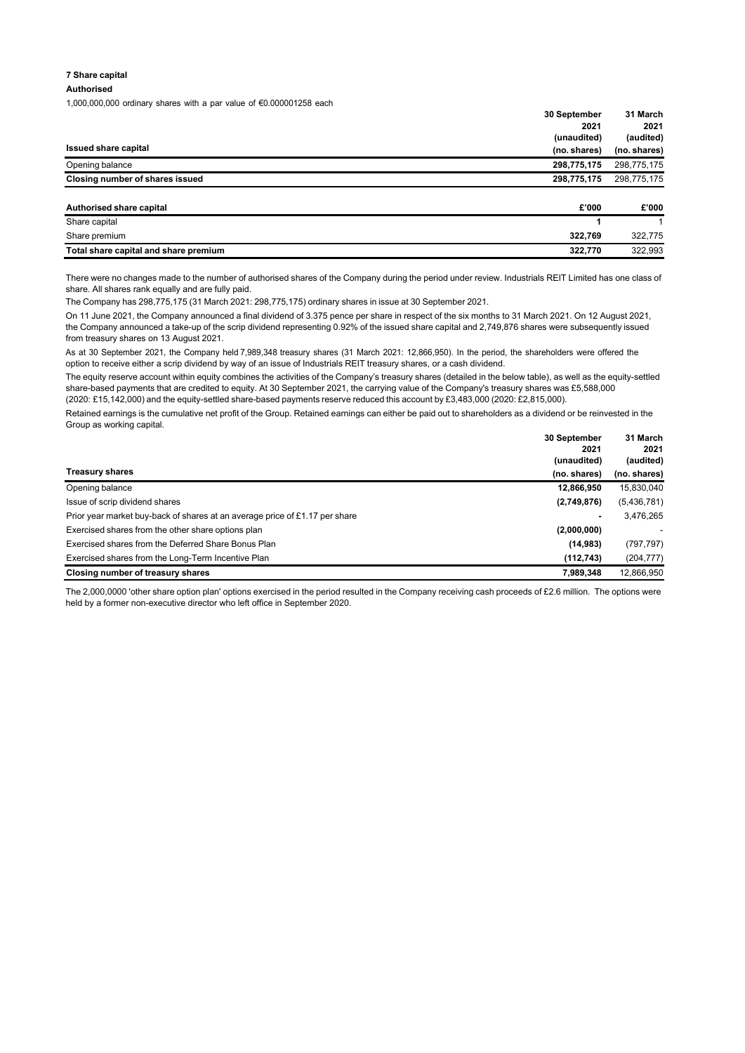**7 Share capital**

**Authorised**

1,000,000,000 ordinary shares with a par value of €0.000001258 each

| Issued share capital | 30 September 2021 (unaudited) (no. shares) | 31 March 2021 (audited) (no. shares) |
|---|---|---|
| Opening balance | **298,775,175** | 298,775,175 |
| **Closing number of shares issued** | **298,775,175** | 298,775,175 |

| Authorised share capital | £'000 | £'000 |
|---|---|---|
| Share capital | **1** | 1 |
| Share premium | **322,769** | 322,775 |
| **Total share capital and share premium** | **322,770** | 322,993 |

There were no changes made to the number of authorised shares of the Company during the period under review. Industrials REIT Limited has one class of share. All shares rank equally and are fully paid.

The Company has 298,775,175 (31 March 2021: 298,775,175) ordinary shares in issue at 30 September 2021.

On 11 June 2021, the Company announced a final dividend of 3.375 pence per share in respect of the six months to 31 March 2021. On 12 August 2021, the Company announced a take-up of the scrip dividend representing 0.92% of the issued share capital and 2,749,876 shares were subsequently issued from treasury shares on 13 August 2021.

As at 30 September 2021, the Company held 7,989,348 treasury shares (31 March 2021: 12,866,950). In the period, the shareholders were offered the option to receive either a scrip dividend by way of an issue of Industrials REIT treasury shares, or a cash dividend.

The equity reserve account within equity combines the activities of the Company's treasury shares (detailed in the below table), as well as the equity-settled share-based payments that are credited to equity. At 30 September 2021, the carrying value of the Company's treasury shares was £5,588,000 (2020: £15,142,000) and the equity-settled share-based payments reserve reduced this account by £3,483,000 (2020: £2,815,000).

Retained earnings is the cumulative net profit of the Group. Retained earnings can either be paid out to shareholders as a dividend or be reinvested in the Group as working capital.

| Treasury shares | 30 September 2021 (unaudited) (no. shares) | 31 March 2021 (audited) (no. shares) |
|---|---|---|
| Opening balance | **12,866,950** | 15,830,040 |
| Issue of scrip dividend shares | **(2,749,876)** | (5,436,781) |
| Prior year market buy-back of shares at an average price of £1.17 per share | **-** | 3,476,265 |
| Exercised shares from the other share options plan | **(2,000,000)** | - |
| Exercised shares from the Deferred Share Bonus Plan | **(14,983)** | (797,797) |
| Exercised shares from the Long-Term Incentive Plan | **(112,743)** | (204,777) |
| **Closing number of treasury shares** | **7,989,348** | 12,866,950 |

The 2,000,0000 'other share option plan' options exercised in the period resulted in the Company receiving cash proceeds of £2.6 million. The options were held by a former non-executive director who left office in September 2020.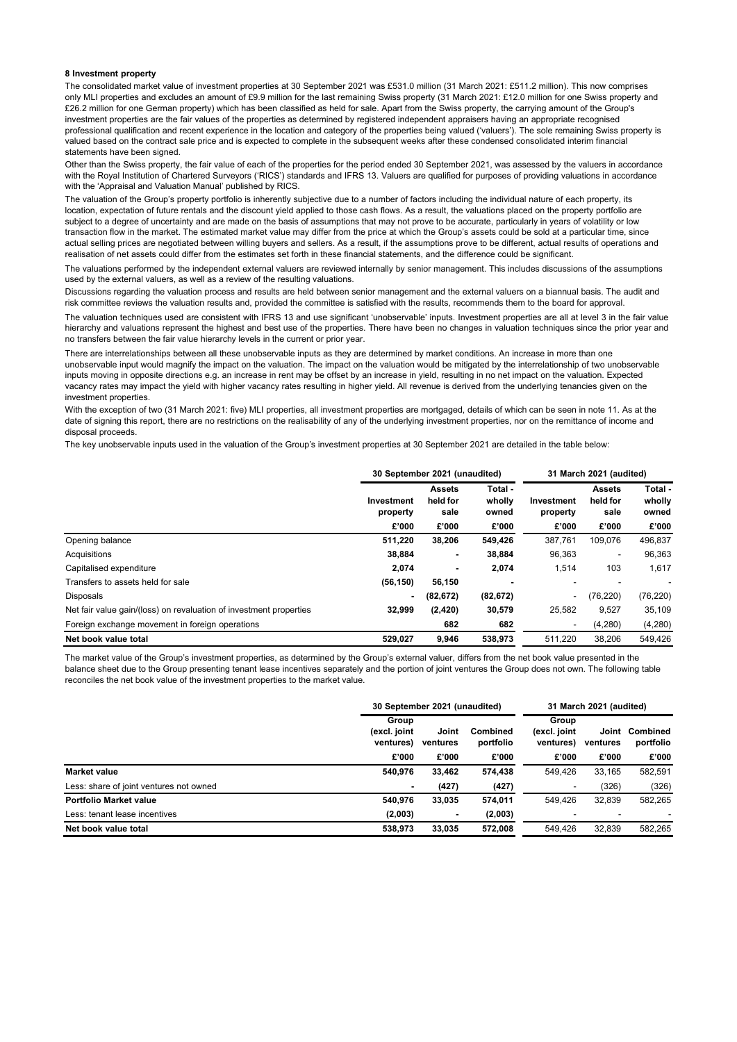**8 Investment property**

The consolidated market value of investment properties at 30 September 2021 was £531.0 million (31 March 2021: £511.2 million). This now comprises only MLI properties and excludes an amount of £9.9 million for the last remaining Swiss property (31 March 2021: £12.0 million for one Swiss property and £26.2 million for one German property) which has been classified as held for sale. Apart from the Swiss property, the carrying amount of the Group's investment properties are the fair values of the properties as determined by registered independent appraisers having an appropriate recognised professional qualification and recent experience in the location and category of the properties being valued ('valuers'). The sole remaining Swiss property is valued based on the contract sale price and is expected to complete in the subsequent weeks after these condensed consolidated interim financial statements have been signed.

Other than the Swiss property, the fair value of each of the properties for the period ended 30 September 2021, was assessed by the valuers in accordance with the Royal Institution of Chartered Surveyors ('RICS') standards and IFRS 13. Valuers are qualified for purposes of providing valuations in accordance with the 'Appraisal and Valuation Manual' published by RICS.

The valuation of the Group's property portfolio is inherently subjective due to a number of factors including the individual nature of each property, its location, expectation of future rentals and the discount yield applied to those cash flows. As a result, the valuations placed on the property portfolio are subject to a degree of uncertainty and are made on the basis of assumptions that may not prove to be accurate, particularly in years of volatility or low transaction flow in the market. The estimated market value may differ from the price at which the Group's assets could be sold at a particular time, since actual selling prices are negotiated between willing buyers and sellers. As a result, if the assumptions prove to be different, actual results of operations and realisation of net assets could differ from the estimates set forth in these financial statements, and the difference could be significant.

The valuations performed by the independent external valuers are reviewed internally by senior management. This includes discussions of the assumptions used by the external valuers, as well as a review of the resulting valuations.

Discussions regarding the valuation process and results are held between senior management and the external valuers on a biannual basis. The audit and risk committee reviews the valuation results and, provided the committee is satisfied with the results, recommends them to the board for approval.

The valuation techniques used are consistent with IFRS 13 and use significant 'unobservable' inputs. Investment properties are all at level 3 in the fair value hierarchy and valuations represent the highest and best use of the properties. There have been no changes in valuation techniques since the prior year and no transfers between the fair value hierarchy levels in the current or prior year.

There are interrelationships between all these unobservable inputs as they are determined by market conditions. An increase in more than one unobservable input would magnify the impact on the valuation. The impact on the valuation would be mitigated by the interrelationship of two unobservable inputs moving in opposite directions e.g. an increase in rent may be offset by an increase in yield, resulting in no net impact on the valuation. Expected vacancy rates may impact the yield with higher vacancy rates resulting in higher yield. All revenue is derived from the underlying tenancies given on the investment properties.

With the exception of two (31 March 2021: five) MLI properties, all investment properties are mortgaged, details of which can be seen in note 11. As at the date of signing this report, there are no restrictions on the realisability of any of the underlying investment properties, nor on the remittance of income and disposal proceeds.

The key unobservable inputs used in the valuation of the Group's investment properties at 30 September 2021 are detailed in the table below:

| | **30 September 2021 (unaudited)** | | | **31 March 2021 (audited)** | | |
|---|---|---|---|---|---|---|
| | **Investment property** | **Assets held for sale** | **Total - wholly owned** | **Investment property** | **Assets held for sale** | **Total - wholly owned** |
| | **£'000** | **£'000** | **£'000** | **£'000** | **£'000** | **£'000** |
| Opening balance | **511,220** | **38,206** | **549,426** | 387,761 | 109,076 | 496,837 |
| Acquisitions | **38,884** | **-** | **38,884** | 96,363 | - | 96,363 |
| Capitalised expenditure | **2,074** | **-** | **2,074** | 1,514 | 103 | 1,617 |
| Transfers to assets held for sale | **(56,150)** | **56,150** | **-** | - | - | - |
| Disposals | **-** | **(82,672)** | **(82,672)** | - | (76,220) | (76,220) |
| Net fair value gain/(loss) on revaluation of investment properties | **32,999** | **(2,420)** | **30,579** | 25,582 | 9,527 | 35,109 |
| Foreign exchange movement in foreign operations | | **682** | **682** | - | (4,280) | (4,280) |
| **Net book value total** | **529,027** | **9,946** | **538,973** | 511,220 | 38,206 | 549,426 |

The market value of the Group's investment properties, as determined by the Group's external valuer, differs from the net book value presented in the balance sheet due to the Group presenting tenant lease incentives separately and the portion of joint ventures the Group does not own. The following table reconciles the net book value of the investment properties to the market value.

| | **30 September 2021 (unaudited)** | | | **31 March 2021 (audited)** | | |
|---|---|---|---|---|---|---|
| | **Group (excl. joint ventures)** | **Joint ventures** | **Combined portfolio** | **Group (excl. joint ventures)** | **Joint ventures** | **Combined portfolio** |
| | **£'000** | **£'000** | **£'000** | **£'000** | **£'000** | **£'000** |
| **Market value** | **540,976** | **33,462** | **574,438** | 549,426 | 33,165 | 582,591 |
| Less: share of joint ventures not owned | **-** | **(427)** | **(427)** | - | (326) | (326) |
| **Portfolio Market value** | **540,976** | **33,035** | **574,011** | 549,426 | 32,839 | 582,265 |
| Less: tenant lease incentives | **(2,003)** | **-** | **(2,003)** | - | - | - |
| **Net book value total** | **538,973** | **33,035** | **572,008** | 549,426 | 32,839 | 582,265 |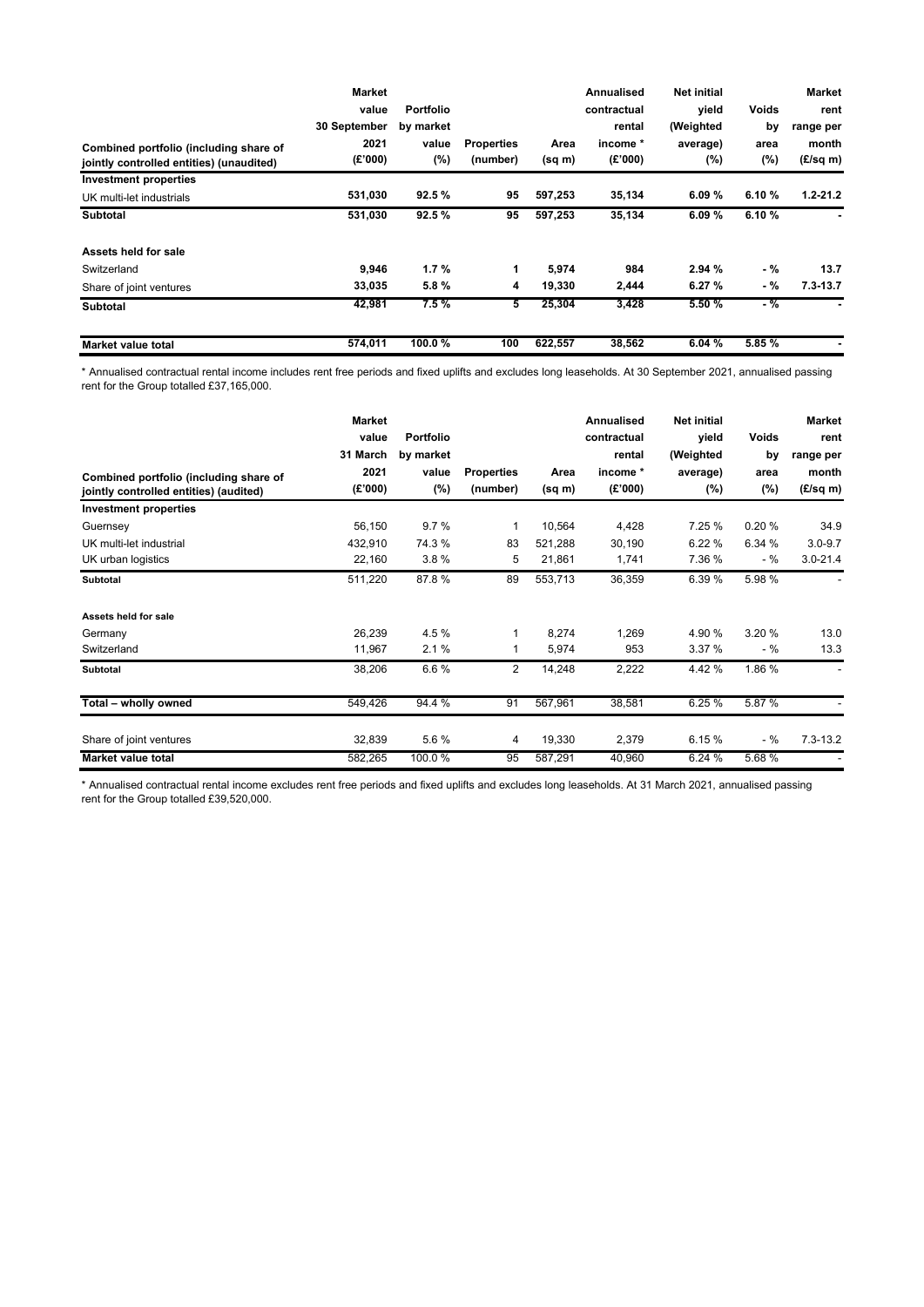| Combined portfolio (including share of jointly controlled entities) (unaudited) | Market value 30 September 2021 (£'000) | Portfolio by market value (%) | Properties (number) | Area (sq m) | Annualised contractual income * (£'000) | Net initial yield (Weighted average) (%) | Voids area (%) | Market rent range per month (£/sq m) |
|---|---|---|---|---|---|---|---|---|
| **Investment properties** | | | | | | | | |
| UK multi-let industrials | **531,030** | **92.5 %** | **95** | **597,253** | **35,134** | **6.09 %** | **6.10 %** | **1.2-21.2** |
| **Subtotal** | **531,030** | **92.5 %** | **95** | **597,253** | **35,134** | **6.09 %** | **6.10 %** | **-** |
| | | | | | | | | |
| **Assets held for sale** | | | | | | | | |
| Switzerland | **9,946** | **1.7 %** | **1** | **5,974** | **984** | **2.94 %** | **- %** | **13.7** |
| Share of joint ventures | **33,035** | **5.8 %** | **4** | **19,330** | **2,444** | **6.27 %** | **- %** | **7.3-13.7** |
| **Subtotal** | **42,981** | **7.5 %** | **5** | **25,304** | **3,428** | **5.50 %** | **- %** | **-** |
| | | | | | | | | |
| **Market value total** | **574,011** | **100.0 %** | **100** | **622,557** | **38,562** | **6.04 %** | **5.85 %** | **-** |

* Annualised contractual rental income includes rent free periods and fixed uplifts and excludes long leaseholds. At 30 September 2021, annualised passing rent for the Group totalled £37,165,000.

| Combined portfolio (including share of jointly controlled entities) (audited) | Market value 31 March 2021 (£'000) | Portfolio by market value (%) | Properties (number) | Area (sq m) | Annualised contractual rental income * (£'000) | Net initial yield (Weighted average) (%) | Voids by area (%) | Market rent range per month (£/sq m) |
|---|---|---|---|---|---|---|---|---|
| **Investment properties** | | | | | | | | |
| Guernsey | 56,150 | 9.7 % | 1 | 10,564 | 4,428 | 7.25 % | 0.20 % | 34.9 |
| UK multi-let industrial | 432,910 | 74.3 % | 83 | 521,288 | 30,190 | 6.22 % | 6.34 % | 3.0-9.7 |
| UK urban logistics | 22,160 | 3.8 % | 5 | 21,861 | 1,741 | 7.36 % | - % | 3.0-21.4 |
| **Subtotal** | 511,220 | 87.8 % | 89 | 553,713 | 36,359 | 6.39 % | 5.98 % | - |
| | | | | | | | | |
| **Assets held for sale** | | | | | | | | |
| Germany | 26,239 | 4.5 % | 1 | 8,274 | 1,269 | 4.90 % | 3.20 % | 13.0 |
| Switzerland | 11,967 | 2.1 % | 1 | 5,974 | 953 | 3.37 % | - % | 13.3 |
| **Subtotal** | 38,206 | 6.6 % | 2 | 14,248 | 2,222 | 4.42 % | 1.86 % | - |
| | | | | | | | | |
| **Total – wholly owned** | 549,426 | 94.4 % | 91 | 567,961 | 38,581 | 6.25 % | 5.87 % | - |
| | | | | | | | | |
| Share of joint ventures | 32,839 | 5.6 % | 4 | 19,330 | 2,379 | 6.15 % | - % | 7.3-13.2 |
| **Market value total** | 582,265 | 100.0 % | 95 | 587,291 | 40,960 | 6.24 % | 5.68 % | - |

* Annualised contractual rental income excludes rent free periods and fixed uplifts and excludes long leaseholds. At 31 March 2021, annualised passing rent for the Group totalled £39,520,000.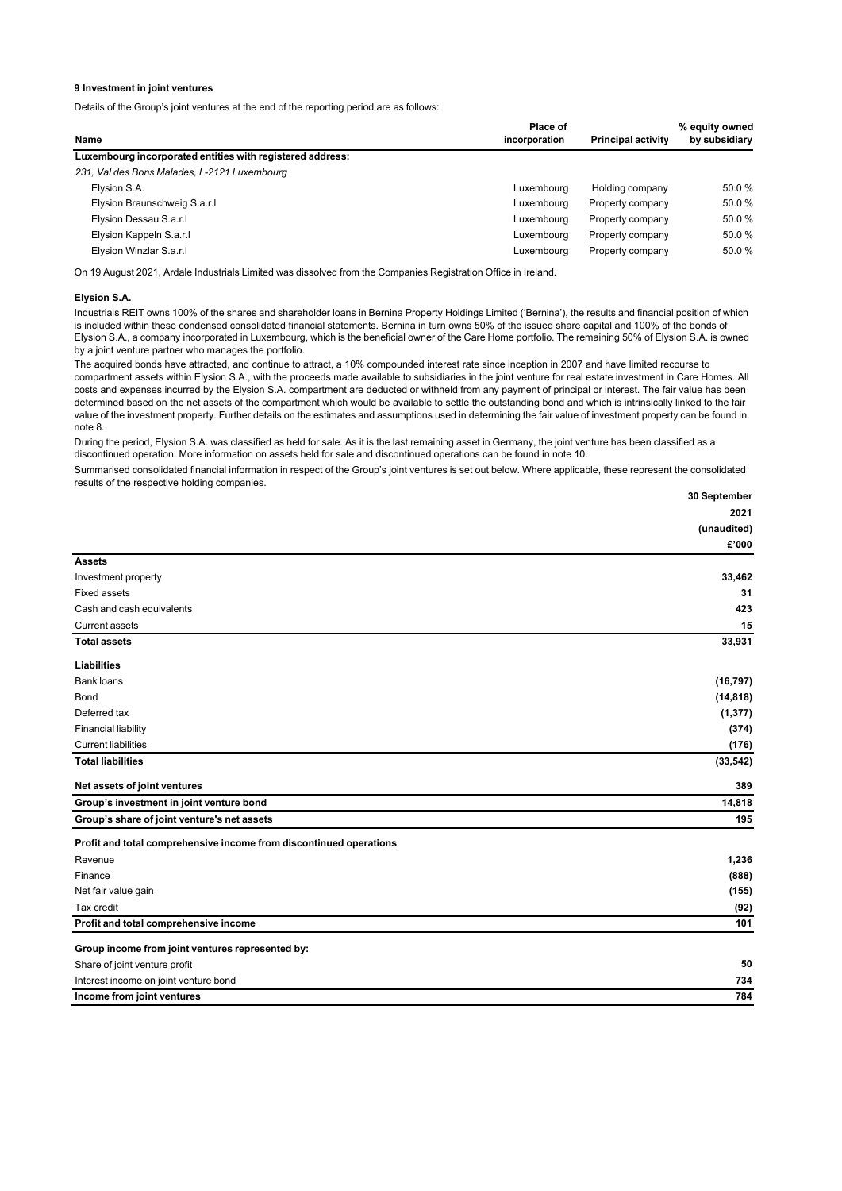## 9 Investment in joint ventures

Details of the Group's joint ventures at the end of the reporting period are as follows:

| Name | Place of incorporation | Principal activity | % equity owned by subsidiary |
|---|---|---|---|
| **Luxembourg incorporated entities with registered address:** | | | |
| *231, Val des Bons Malades, L-2121 Luxembourg* | | | |
| Elysion S.A. | Luxembourg | Holding company | 50.0 % |
| Elysion Braunschweig S.a.r.l | Luxembourg | Property company | 50.0 % |
| Elysion Dessau S.a.r.l | Luxembourg | Property company | 50.0 % |
| Elysion Kappeln S.a.r.l | Luxembourg | Property company | 50.0 % |
| Elysion Winzlar S.a.r.l | Luxembourg | Property company | 50.0 % |

On 19 August 2021, Ardale Industrials Limited was dissolved from the Companies Registration Office in Ireland.

### Elysion S.A.

Industrials REIT owns 100% of the shares and shareholder loans in Bernina Property Holdings Limited ('Bernina'), the results and financial position of which is included within these condensed consolidated financial statements. Bernina in turn owns 50% of the issued share capital and 100% of the bonds of Elysion S.A., a company incorporated in Luxembourg, which is the beneficial owner of the Care Home portfolio. The remaining 50% of Elysion S.A. is owned by a joint venture partner who manages the portfolio.

The acquired bonds have attracted, and continue to attract, a 10% compounded interest rate since inception in 2007 and have limited recourse to compartment assets within Elysion S.A., with the proceeds made available to subsidiaries in the joint venture for real estate investment in Care Homes. All costs and expenses incurred by the Elysion S.A. compartment are deducted or withheld from any payment of principal or interest. The fair value has been determined based on the net assets of the compartment which would be available to settle the outstanding bond and which is intrinsically linked to the fair value of the investment property. Further details on the estimates and assumptions used in determining the fair value of investment property can be found in note 8.

During the period, Elysion S.A. was classified as held for sale. As it is the last remaining asset in Germany, the joint venture has been classified as a discontinued operation. More information on assets held for sale and discontinued operations can be found in note 10.

Summarised consolidated financial information in respect of the Group's joint ventures is set out below. Where applicable, these represent the consolidated results of the respective holding companies.

| | 30 September 2021 (unaudited) £'000 |
|---|---|
| **Assets** | |
| Investment property | **33,462** |
| Fixed assets | **31** |
| Cash and cash equivalents | **423** |
| Current assets | **15** |
| **Total assets** | **33,931** |
| **Liabilities** | |
| Bank loans | **(16,797)** |
| Bond | **(14,818)** |
| Deferred tax | **(1,377)** |
| Financial liability | **(374)** |
| Current liabilities | **(176)** |
| **Total liabilities** | **(33,542)** |
| **Net assets of joint ventures** | **389** |
| **Group's investment in joint venture bond** | **14,818** |
| **Group's share of joint venture's net assets** | **195** |
| **Profit and total comprehensive income from discontinued operations** | |
| Revenue | **1,236** |
| Finance | **(888)** |
| Net fair value gain | **(155)** |
| Tax credit | **(92)** |
| **Profit and total comprehensive income** | **101** |
| **Group income from joint ventures represented by:** | |
| Share of joint venture profit | **50** |
| Interest income on joint venture bond | **734** |
| **Income from joint ventures** | **784** |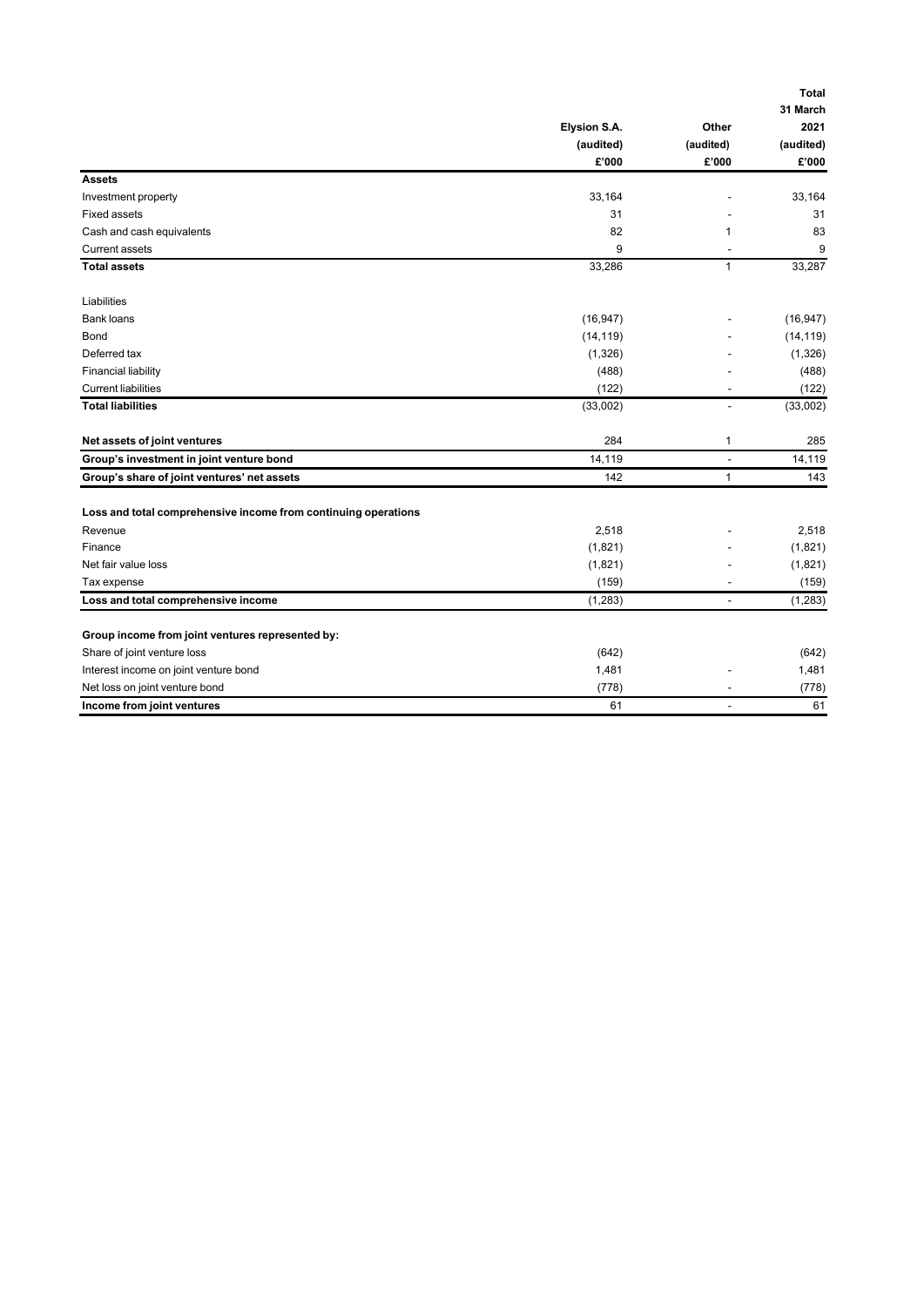| | Elysion S.A. (audited) £'000 | Other (audited) £'000 | Total 31 March 2021 (audited) £'000 |
|---|---|---|---|
| **Assets** | | | |
| Investment property | 33,164 | - | 33,164 |
| Fixed assets | 31 | - | 31 |
| Cash and cash equivalents | 82 | 1 | 83 |
| Current assets | 9 | - | 9 |
| **Total assets** | 33,286 | 1 | 33,287 |
| | | | |
| Liabilities | | | |
| Bank loans | (16,947) | - | (16,947) |
| Bond | (14,119) | - | (14,119) |
| Deferred tax | (1,326) | - | (1,326) |
| Financial liability | (488) | - | (488) |
| Current liabilities | (122) | - | (122) |
| **Total liabilities** | (33,002) | - | (33,002) |
| | | | |
| **Net assets of joint ventures** | 284 | 1 | 285 |
| **Group's investment in joint venture bond** | 14,119 | - | 14,119 |
| **Group's share of joint ventures' net assets** | 142 | 1 | 143 |
| | | | |
| **Loss and total comprehensive income from continuing operations** | | | |
| Revenue | 2,518 | - | 2,518 |
| Finance | (1,821) | - | (1,821) |
| Net fair value loss | (1,821) | - | (1,821) |
| Tax expense | (159) | - | (159) |
| **Loss and total comprehensive income** | (1,283) | - | (1,283) |
| | | | |
| **Group income from joint ventures represented by:** | | | |
| Share of joint venture loss | (642) | | (642) |
| Interest income on joint venture bond | 1,481 | - | 1,481 |
| Net loss on joint venture bond | (778) | - | (778) |
| **Income from joint ventures** | 61 | - | 61 |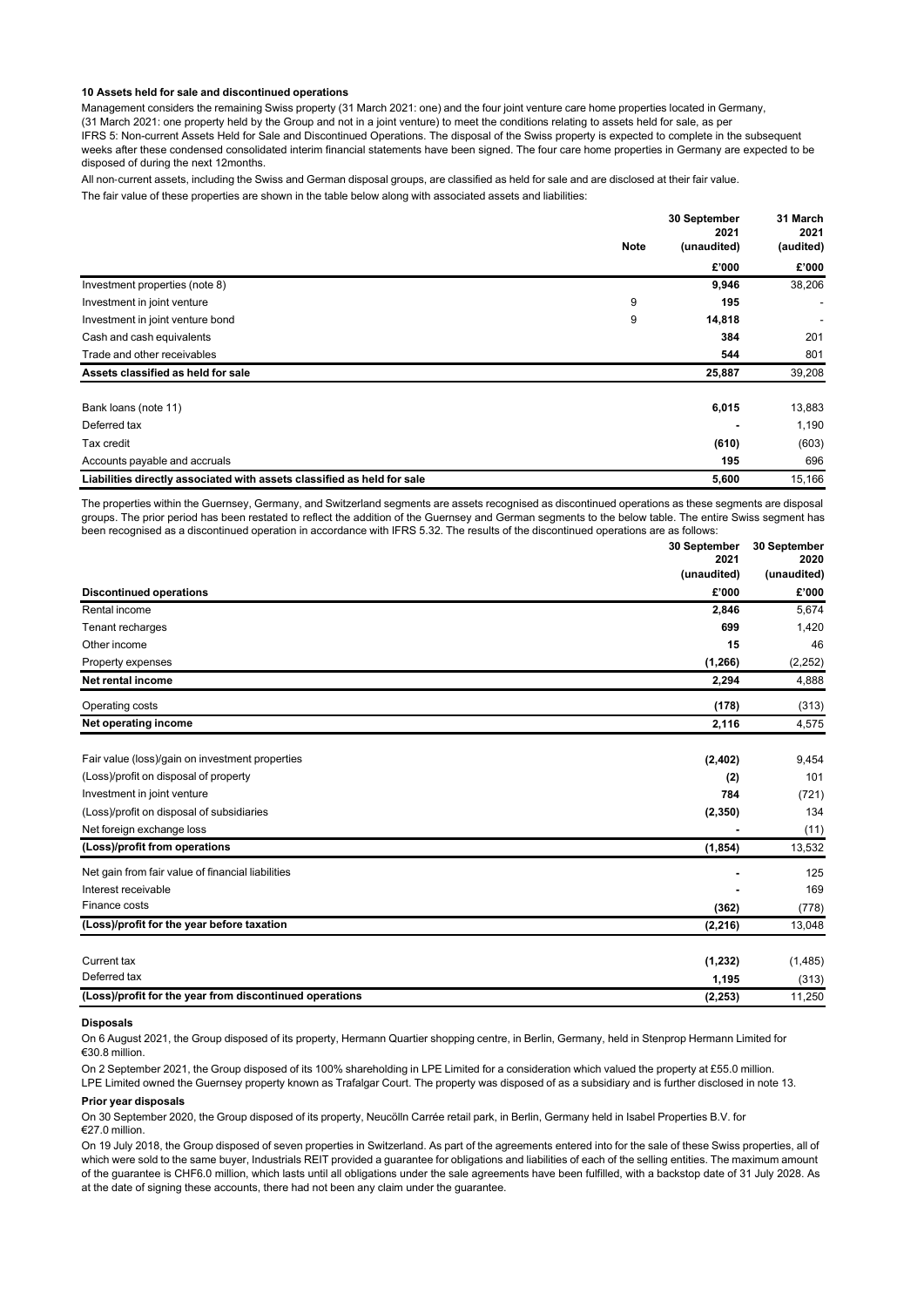**10 Assets held for sale and discontinued operations**

Management considers the remaining Swiss property (31 March 2021: one) and the four joint venture care home properties located in Germany, (31 March 2021: one property held by the Group and not in a joint venture) to meet the conditions relating to assets held for sale, as per IFRS 5: Non-current Assets Held for Sale and Discontinued Operations. The disposal of the Swiss property is expected to complete in the subsequent weeks after these condensed consolidated interim financial statements have been signed. The four care home properties in Germany are expected to be disposed of during the next 12months.

All non-current assets, including the Swiss and German disposal groups, are classified as held for sale and are disclosed at their fair value.

The fair value of these properties are shown in the table below along with associated assets and liabilities:

| | Note | 30 September 2021 (unaudited) | 31 March 2021 (audited) |
|---|---|---|---|
| | | **£'000** | **£'000** |
| Investment properties (note 8) | | **9,946** | 38,206 |
| Investment in joint venture | 9 | **195** | - |
| Investment in joint venture bond | 9 | **14,818** | - |
| Cash and cash equivalents | | **384** | 201 |
| Trade and other receivables | | **544** | 801 |
| **Assets classified as held for sale** | | **25,887** | 39,208 |
| | | | |
| Bank loans (note 11) | | **6,015** | 13,883 |
| Deferred tax | | **-** | 1,190 |
| Tax credit | | **(610)** | (603) |
| Accounts payable and accruals | | **195** | 696 |
| **Liabilities directly associated with assets classified as held for sale** | | **5,600** | 15,166 |

The properties within the Guernsey, Germany, and Switzerland segments are assets recognised as discontinued operations as these segments are disposal groups. The prior period has been restated to reflect the addition of the Guernsey and German segments to the below table. The entire Swiss segment has been recognised as a discontinued operation in accordance with IFRS 5.32. The results of the discontinued operations are as follows:

| | 30 September 2021 (unaudited) | 30 September 2020 (unaudited) |
|---|---|---|
| **Discontinued operations** | **£'000** | **£'000** |
| Rental income | **2,846** | 5,674 |
| Tenant recharges | **699** | 1,420 |
| Other income | **15** | 46 |
| Property expenses | **(1,266)** | (2,252) |
| **Net rental income** | **2,294** | 4,888 |
| Operating costs | **(178)** | (313) |
| **Net operating income** | **2,116** | 4,575 |
| | | |
| Fair value (loss)/gain on investment properties | **(2,402)** | 9,454 |
| (Loss)/profit on disposal of property | **(2)** | 101 |
| Investment in joint venture | **784** | (721) |
| (Loss)/profit on disposal of subsidiaries | **(2,350)** | 134 |
| Net foreign exchange loss | **-** | (11) |
| **(Loss)/profit from operations** | **(1,854)** | 13,532 |
| Net gain from fair value of financial liabilities | **-** | 125 |
| Interest receivable | **-** | 169 |
| Finance costs | **(362)** | (778) |
| **(Loss)/profit for the year before taxation** | **(2,216)** | 13,048 |
| | | |
| Current tax | **(1,232)** | (1,485) |
| Deferred tax | **1,195** | (313) |
| **(Loss)/profit for the year from continued operations** | **(2,253)** | 11,250 |

**Disposals**

On 6 August 2021, the Group disposed of its property, Hermann Quartier shopping centre, in Berlin, Germany, held in Stenprop Hermann Limited for €30.8 million.

On 2 September 2021, the Group disposed of its 100% shareholding in LPE Limited for a consideration which valued the property at £55.0 million. LPE Limited owned the Guernsey property known as Trafalgar Court. The property was disposed of as a subsidiary and is further disclosed in note 13.

**Prior year disposals**

On 30 September 2020, the Group disposed of its property, Neucölln Carrée retail park, in Berlin, Germany held in Isabel Properties B.V. for €27.0 million.

On 19 July 2018, the Group disposed of seven properties in Switzerland. As part of the agreements entered into for the sale of these Swiss properties, all of which were sold to the same buyer, Industrials REIT provided a guarantee for obligations and liabilities of each of the selling entities. The maximum amount of the guarantee is CHF6.0 million, which lasts until all obligations under the sale agreements have been fulfilled, with a backstop date of 31 July 2028. As at the date of signing these accounts, there had not been any claim under the guarantee.

**10 Assets held for sale and discontinued operations**

Management considers the remaining Swiss property (31 March 2021: one) and the four joint venture care home properties located in Germany, (31 March 2021: one property held by the Group and not in a joint venture) to meet the conditions relating to assets held for sale, as per IFRS 5: Non-current Assets Held for Sale and Discontinued Operations. The disposal of the Swiss property is expected to complete in the subsequent weeks after these condensed consolidated interim financial statements have been signed. The four care home properties in Germany are expected to be disposed of during the next 12months.

All non-current assets, including the Swiss and German disposal groups, are classified as held for sale and are disclosed at their fair value.

The fair value of these properties are shown in the table below along with associated assets and liabilities:

| | Note | 30 September 2021 (unaudited) | 31 March 2021 (audited) |
|---|---|---|---|
| | | **£'000** | **£'000** |
| Investment properties (note 8) | | **9,946** | 38,206 |
| Investment in joint venture | 9 | **195** | - |
| Investment in joint venture bond | 9 | **14,818** | - |
| Cash and cash equivalents | | **384** | 201 |
| Trade and other receivables | | **544** | 801 |
| **Assets classified as held for sale** | | **25,887** | 39,208 |
| | | | |
| Bank loans (note 11) | | **6,015** | 13,883 |
| Deferred tax | | **-** | 1,190 |
| Tax credit | | **(610)** | (603) |
| Accounts payable and accruals | | **195** | 696 |
| **Liabilities directly associated with assets classified as held for sale** | | **5,600** | 15,166 |

The properties within the Guernsey, Germany, and Switzerland segments are assets recognised as discontinued operations as these segments are disposal groups. The prior period has been restated to reflect the addition of the Guernsey and German segments to the below table. The entire Swiss segment has been recognised as a discontinued operation in accordance with IFRS 5.32. The results of the discontinued operations are as follows:

| | 30 September 2021 (unaudited) | 30 September 2020 (unaudited) |
|---|---|---|
| **Discontinued operations** | **£'000** | **£'000** |
| Rental income | **2,846** | 5,674 |
| Tenant recharges | **699** | 1,420 |
| Other income | **15** | 46 |
| Property expenses | **(1,266)** | (2,252) |
| **Net rental income** | **2,294** | 4,888 |
| Operating costs | **(178)** | (313) |
| **Net operating income** | **2,116** | 4,575 |
| | | |
| Fair value (loss)/gain on investment properties | **(2,402)** | 9,454 |
| (Loss)/profit on disposal of property | **(2)** | 101 |
| Investment in joint venture | **784** | (721) |
| (Loss)/profit on disposal of subsidiaries | **(2,350)** | 134 |
| Net foreign exchange loss | **-** | (11) |
| **(Loss)/profit from operations** | **(1,854)** | 13,532 |
| Net gain from fair value of financial liabilities | **-** | 125 |
| Interest receivable | **-** | 169 |
| Finance costs | **(362)** | (778) |
| **(Loss)/profit for the year before taxation** | **(2,216)** | 13,048 |
| | | |
| Current tax | **(1,232)** | (1,485) |
| Deferred tax | **1,195** | (313) |
| **(Loss)/profit for the year from discontinued operations** | **(2,253)** | 11,250 |

**Disposals**

On 6 August 2021, the Group disposed of its property, Hermann Quartier shopping centre, in Berlin, Germany, held in Stenprop Hermann Limited for €30.8 million.

On 2 September 2021, the Group disposed of its 100% shareholding in LPE Limited for a consideration which valued the property at £55.0 million. LPE Limited owned the Guernsey property known as Trafalgar Court. The property was disposed of as a subsidiary and is further disclosed in note 13.

**Prior year disposals**

On 30 September 2020, the Group disposed of its property, Neucölln Carrée retail park, in Berlin, Germany held in Isabel Properties B.V. for €27.0 million.

On 19 July 2018, the Group disposed of seven properties in Switzerland. As part of the agreements entered into for the sale of these Swiss properties, all of which were sold to the same buyer, Industrials REIT provided a guarantee for obligations and liabilities of each of the selling entities. The maximum amount of the guarantee is CHF6.0 million, which lasts until all obligations under the sale agreements have been fulfilled, with a backstop date of 31 July 2028. As at the date of signing these accounts, there had not been any claim under the guarantee.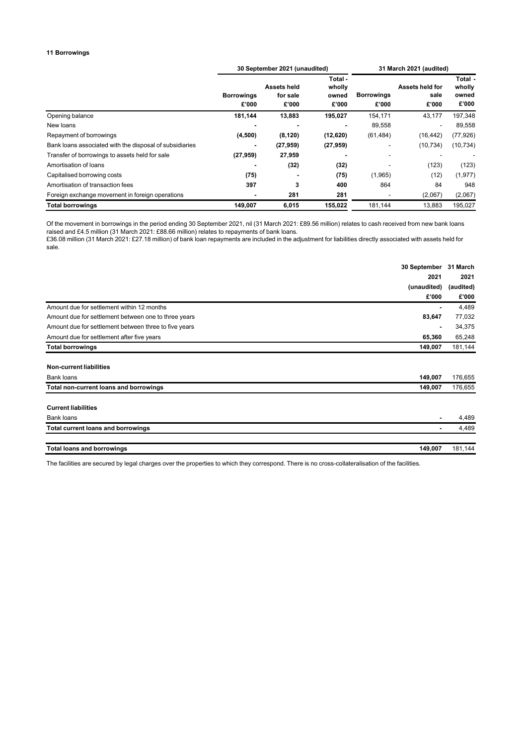### 11 Borrowings

| | 30 September 2021 (unaudited) | | | 31 March 2021 (audited) | | |
|---|---|---|---|---|---|---|
| | Borrowings £'000 | Assets held for sale £'000 | Total - wholly owned £'000 | Borrowings £'000 | Assets held for sale £'000 | Total - wholly owned £'000 |
| Opening balance | **181,144** | **13,883** | **195,027** | 154,171 | 43,177 | 197,348 |
| New loans | **-** | **-** | **-** | 89,558 | - | 89,558 |
| Repayment of borrowings | **(4,500)** | **(8,120)** | **(12,620)** | (61,484) | (16,442) | (77,926) |
| Bank loans associated with the disposal of subsidiaries | **-** | **(27,959)** | **(27,959)** | - | (10,734) | (10,734) |
| Transfer of borrowings to assets held for sale | **(27,959)** | **27,959** | **-** | - | - | - |
| Amortisation of loans | **-** | **(32)** | **(32)** | - | (123) | (123) |
| Capitalised borrowing costs | **(75)** | **-** | **(75)** | (1,965) | (12) | (1,977) |
| Amortisation of transaction fees | **397** | **3** | **400** | 864 | 84 | 948 |
| Foreign exchange movement in foreign operations | **-** | **281** | **281** | - | (2,067) | (2,067) |
| **Total borrowings** | **149,007** | **6,015** | **155,022** | 181,144 | 13,883 | 195,027 |

Of the movement in borrowings in the period ending 30 September 2021, nil (31 March 2021: £89.56 million) relates to cash received from new bank loans raised and £4.5 million (31 March 2021: £88.66 million) relates to repayments of bank loans.
£36.08 million (31 March 2021: £27.18 million) of bank loan repayments are included in the adjustment for liabilities directly associated with assets held for sale.

| | 30 September 2021 (unaudited) £'000 | 31 March 2021 (audited) £'000 |
|---|---|---|
| Amount due for settlement within 12 months | **-** | 4,489 |
| Amount due for settlement between one to three years | **83,647** | 77,032 |
| Amount due for settlement between three to five years | **-** | 34,375 |
| Amount due for settlement after five years | **65,360** | 65,248 |
| **Total borrowings** | **149,007** | 181,144 |
| **Non-current liabilities** | | |
| Bank loans | **149,007** | 176,655 |
| **Total non-current loans and borrowings** | **149,007** | 176,655 |
| **Current liabilities** | | |
| Bank loans | **-** | 4,489 |
| **Total current loans and borrowings** | **-** | 4,489 |
| **Total loans and borrowings** | **149,007** | 181,144 |

The facilities are secured by legal charges over the properties to which they correspond. There is no cross-collateralisation of the facilities.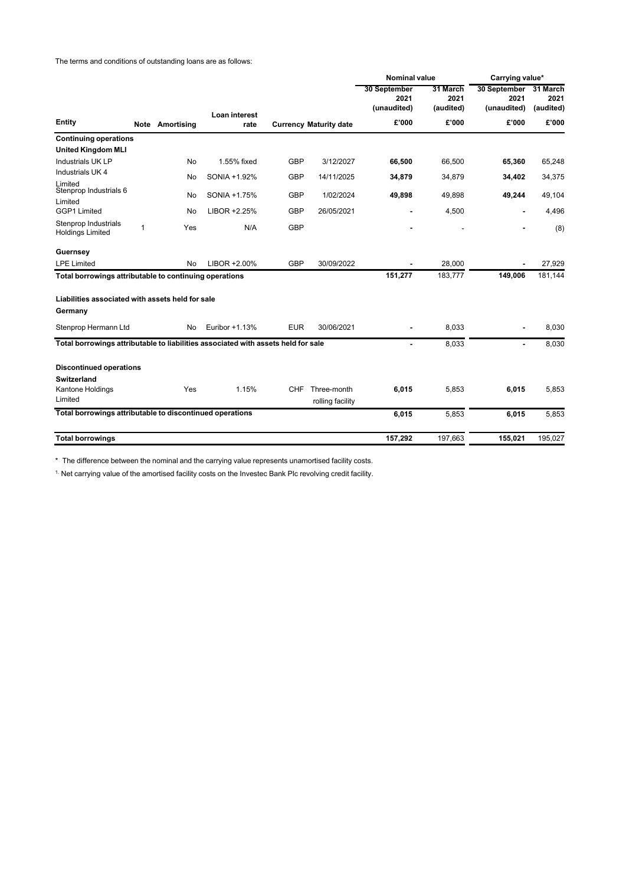The terms and conditions of outstanding loans are as follows:

| Entity | Note | Amortising | Loan interest rate | Currency | Maturity date | Nominal value 30 September 2021 (unaudited) £'000 | Nominal value 31 March 2021 (audited) £'000 | Carrying value* 30 September 2021 (unaudited) £'000 | Carrying value* 31 March 2021 (audited) £'000 |
|---|---|---|---|---|---|---|---|---|---|
| **Continuing operations** | | | | | | | | | |
| **United Kingdom MLI** | | | | | | | | | |
| Industrials UK LP | | No | 1.55% fixed | GBP | 3/12/2027 | **66,500** | 66,500 | **65,360** | 65,248 |
| Industrials UK 4 Limited | | No | SONIA +1.92% | GBP | 14/11/2025 | **34,879** | 34,879 | **34,402** | 34,375 |
| Stenprop Industrials 6 Limited | | No | SONIA +1.75% | GBP | 1/02/2024 | **49,898** | 49,898 | **49,244** | 49,104 |
| GGP1 Limited | | No | LIBOR +2.25% | GBP | 26/05/2021 | **-** | 4,500 | **-** | 4,496 |
| Stenprop Industrials Holdings Limited | 1 | Yes | N/A | GBP | | **-** | - | **-** | (8) |
| **Guernsey** | | | | | | | | | |
| LPE Limited | | No | LIBOR +2.00% | GBP | 30/09/2022 | **-** | 28,000 | **-** | 27,929 |
| **Total borrowings attributable to continuing operations** | | | | | | **151,277** | 183,777 | **149,006** | 181,144 |
| **Liabilities associated with assets held for sale** | | | | | | | | | |
| **Germany** | | | | | | | | | |
| Stenprop Hermann Ltd | | No | Euribor +1.13% | EUR | 30/06/2021 | **-** | 8,033 | **-** | 8,030 |
| **Total borrowings attributable to liabilities associated with assets held for sale** | | | | | | **-** | 8,033 | **-** | 8,030 |
| **Discontinued operations** | | | | | | | | | |
| **Switzerland** | | | | | | | | | |
| Kantone Holdings Limited | | Yes | 1.15% | CHF | Three-month rolling facility | **6,015** | 5,853 | **6,015** | 5,853 |
| **Total borrowings attributable to discontinued operations** | | | | | | **6,015** | 5,853 | **6,015** | 5,853 |
| **Total borrowings** | | | | | | **157,292** | 197,663 | **155,021** | 195,027 |

* The difference between the nominal and the carrying value represents unamortised facility costs.

[1] Net carrying value of the amortised facility costs on the Investec Bank Plc revolving credit facility.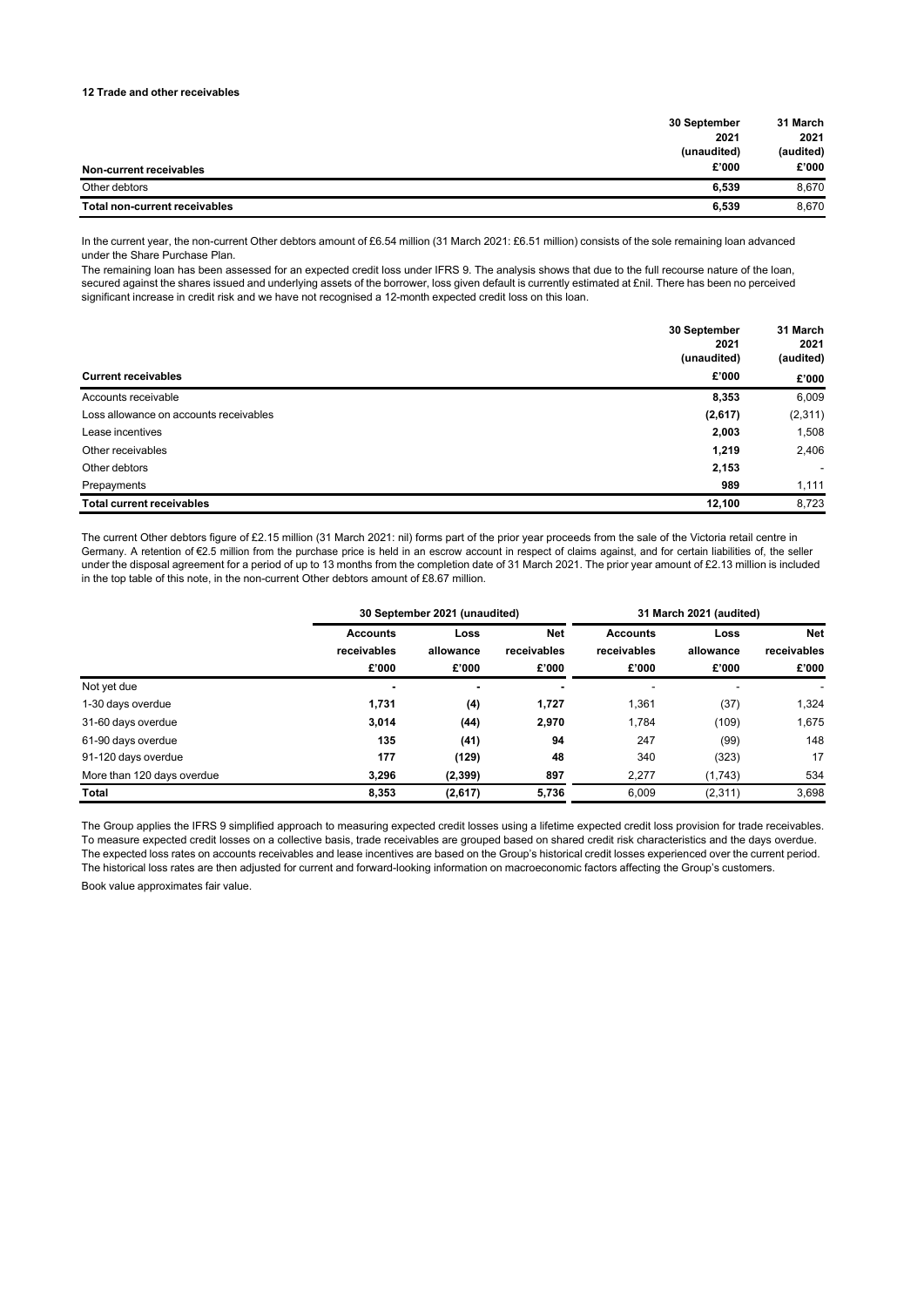## 12 Trade and other receivables

| Non-current receivables | 30 September 2021 (unaudited) £'000 | 31 March 2021 (audited) £'000 |
|---|---|---|
| Other debtors | **6,539** | 8,670 |
| **Total non-current receivables** | **6,539** | 8,670 |

In the current year, the non-current Other debtors amount of £6.54 million (31 March 2021: £6.51 million) consists of the sole remaining loan advanced under the Share Purchase Plan.

The remaining loan has been assessed for an expected credit loss under IFRS 9. The analysis shows that due to the full recourse nature of the loan, secured against the shares issued and underlying assets of the borrower, loss given default is currently estimated at £nil. There has been no perceived significant increase in credit risk and we have not recognised a 12-month expected credit loss on this loan.

| Current receivables | 30 September 2021 (unaudited) £'000 | 31 March 2021 (audited) £'000 |
|---|---|---|
| Accounts receivable | **8,353** | 6,009 |
| Loss allowance on accounts receivables | **(2,617)** | (2,311) |
| Lease incentives | **2,003** | 1,508 |
| Other receivables | **1,219** | 2,406 |
| Other debtors | **2,153** | - |
| Prepayments | **989** | 1,111 |
| **Total current receivables** | **12,100** | 8,723 |

The current Other debtors figure of £2.15 million (31 March 2021: nil) forms part of the prior year proceeds from the sale of the Victoria retail centre in Germany. A retention of €2.5 million from the purchase price is held in an escrow account in respect of claims against, and for certain liabilities of, the seller under the disposal agreement for a period of up to 13 months from the completion date of 31 March 2021. The prior year amount of £2.13 million is included in the top table of this note, in the non-current Other debtors amount of £8.67 million.

| | 30 September 2021 (unaudited) | | | 31 March 2021 (audited) | | |
|---|---|---|---|---|---|---|
| | Accounts receivables £'000 | Loss allowance £'000 | Net receivables £'000 | Accounts receivables £'000 | Loss allowance £'000 | Net receivables £'000 |
| Not yet due | **-** | **-** | **-** | - | - | - |
| 1-30 days overdue | **1,731** | **(4)** | **1,727** | 1,361 | (37) | 1,324 |
| 31-60 days overdue | **3,014** | **(44)** | **2,970** | 1,784 | (109) | 1,675 |
| 61-90 days overdue | **135** | **(41)** | **94** | 247 | (99) | 148 |
| 91-120 days overdue | **177** | **(129)** | **48** | 340 | (323) | 17 |
| More than 120 days overdue | **3,296** | **(2,399)** | **897** | 2,277 | (1,743) | 534 |
| **Total** | **8,353** | **(2,617)** | **5,736** | 6,009 | (2,311) | 3,698 |

The Group applies the IFRS 9 simplified approach to measuring expected credit losses using a lifetime expected credit loss provision for trade receivables. To measure expected credit losses on a collective basis, trade receivables are grouped based on shared credit risk characteristics and the days overdue. The expected loss rates on accounts receivables and lease incentives are based on the Group's historical credit losses experienced over the current period. The historical loss rates are then adjusted for current and forward-looking information on macroeconomic factors affecting the Group's customers.

Book value approximates fair value.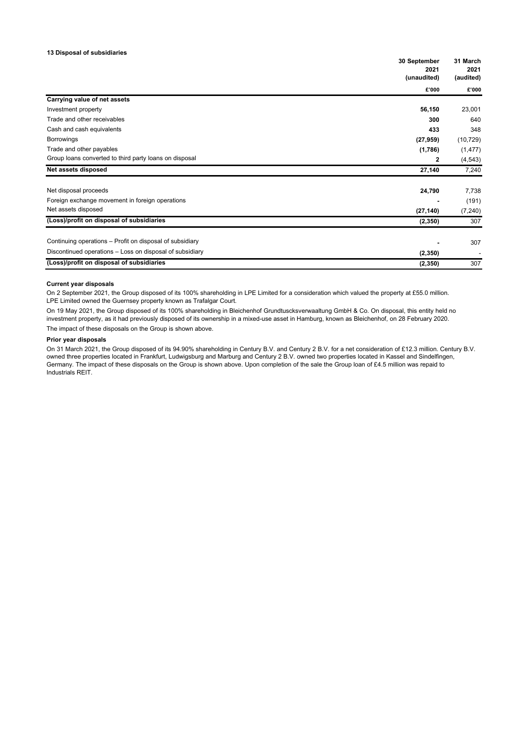### 13 Disposal of subsidiaries

| | 30 September 2021 (unaudited) | 31 March 2021 (audited) |
|---|---|---|
| | £'000 | £'000 |
| **Carrying value of net assets** | | |
| Investment property | **56,150** | 23,001 |
| Trade and other receivables | **300** | 640 |
| Cash and cash equivalents | **433** | 348 |
| Borrowings | **(27,959)** | (10,729) |
| Trade and other payables | **(1,786)** | (1,477) |
| Group loans converted to third party loans on disposal | **2** | (4,543) |
| **Net assets disposed** | **27,140** | 7,240 |
| | | |
| Net disposal proceeds | **24,790** | 7,738 |
| Foreign exchange movement in foreign operations | **-** | (191) |
| Net assets disposed | **(27,140)** | (7,240) |
| **(Loss)/profit on disposal of subsidiaries** | **(2,350)** | 307 |
| | | |
| Continuing operations – Profit on disposal of subsidiary | **-** | 307 |
| Discontinued operations – Loss on disposal of subsidiary | **(2,350)** | - |
| **(Loss)/profit on disposal of subsidiaries** | **(2,350)** | 307 |

**Current year disposals**

On 2 September 2021, the Group disposed of its 100% shareholding in LPE Limited for a consideration which valued the property at £55.0 million. LPE Limited owned the Guernsey property known as Trafalgar Court.

On 19 May 2021, the Group disposed of its 100% shareholding in Bleichenhof Grundtuscksverwaaltung GmbH & Co. On disposal, this entity held no investment property, as it had previously disposed of its ownership in a mixed-use asset in Hamburg, known as Bleichenhof, on 28 February 2020.

The impact of these disposals on the Group is shown above.

**Prior year disposals**

On 31 March 2021, the Group disposed of its 94.90% shareholding in Century B.V. and Century 2 B.V. for a net consideration of £12.3 million. Century B.V. owned three properties located in Frankfurt, Ludwigsburg and Marburg and Century 2 B.V. owned two properties located in Kassel and Sindelfingen, Germany. The impact of these disposals on the Group is shown above. Upon completion of the sale the Group loan of £4.5 million was repaid to Industrials REIT.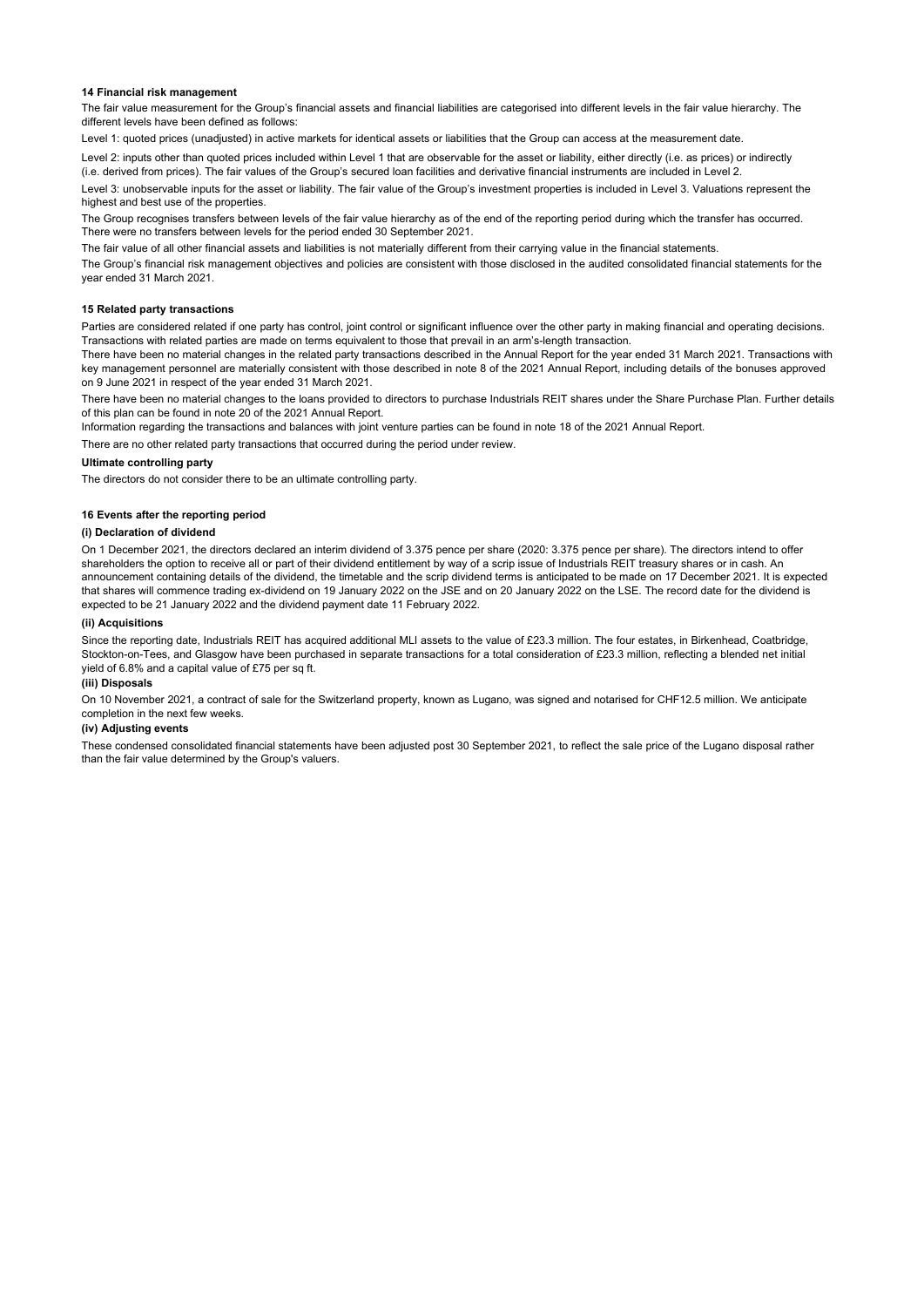## 14 Financial risk management

The fair value measurement for the Group's financial assets and financial liabilities are categorised into different levels in the fair value hierarchy. The different levels have been defined as follows:

Level 1: quoted prices (unadjusted) in active markets for identical assets or liabilities that the Group can access at the measurement date.

Level 2: inputs other than quoted prices included within Level 1 that are observable for the asset or liability, either directly (i.e. as prices) or indirectly (i.e. derived from prices). The fair values of the Group's secured loan facilities and derivative financial instruments are included in Level 2.

Level 3: unobservable inputs for the asset or liability. The fair value of the Group's investment properties is included in Level 3. Valuations represent the highest and best use of the properties.

The Group recognises transfers between levels of the fair value hierarchy as of the end of the reporting period during which the transfer has occurred. There were no transfers between levels for the period ended 30 September 2021.

The fair value of all other financial assets and liabilities is not materially different from their carrying value in the financial statements.

The Group's financial risk management objectives and policies are consistent with those disclosed in the audited consolidated financial statements for the year ended 31 March 2021.

## 15 Related party transactions

Parties are considered related if one party has control, joint control or significant influence over the other party in making financial and operating decisions. Transactions with related parties are made on terms equivalent to those that prevail in an arm's-length transaction.

There have been no material changes in the related party transactions described in the Annual Report for the year ended 31 March 2021. Transactions with key management personnel are materially consistent with those described in note 8 of the 2021 Annual Report, including details of the bonuses approved on 9 June 2021 in respect of the year ended 31 March 2021.

There have been no material changes to the loans provided to directors to purchase Industrials REIT shares under the Share Purchase Plan. Further details of this plan can be found in note 20 of the 2021 Annual Report.

Information regarding the transactions and balances with joint venture parties can be found in note 18 of the 2021 Annual Report.

There are no other related party transactions that occurred during the period under review.

### Ultimate controlling party

The directors do not consider there to be an ultimate controlling party.

## 16 Events after the reporting period

### (i) Declaration of dividend

On 1 December 2021, the directors declared an interim dividend of 3.375 pence per share (2020: 3.375 pence per share). The directors intend to offer shareholders the option to receive all or part of their dividend entitlement by way of a scrip issue of Industrials REIT treasury shares or in cash. An announcement containing details of the dividend, the timetable and the scrip dividend terms is anticipated to be made on 17 December 2021. It is expected that shares will commence trading ex-dividend on 19 January 2022 on the JSE and on 20 January 2022 on the LSE. The record date for the dividend is expected to be 21 January 2022 and the dividend payment date 11 February 2022.

### (ii) Acquisitions

Since the reporting date, Industrials REIT has acquired additional MLI assets to the value of £23.3 million. The four estates, in Birkenhead, Coatbridge, Stockton-on-Tees, and Glasgow have been purchased in separate transactions for a total consideration of £23.3 million, reflecting a blended net initial yield of 6.8% and a capital value of £75 per sq ft.

### (iii) Disposals

On 10 November 2021, a contract of sale for the Switzerland property, known as Lugano, was signed and notarised for CHF12.5 million. We anticipate completion in the next few weeks.

### (iv) Adjusting events

These condensed consolidated financial statements have been adjusted post 30 September 2021, to reflect the sale price of the Lugano disposal rather than the fair value determined by the Group's valuers.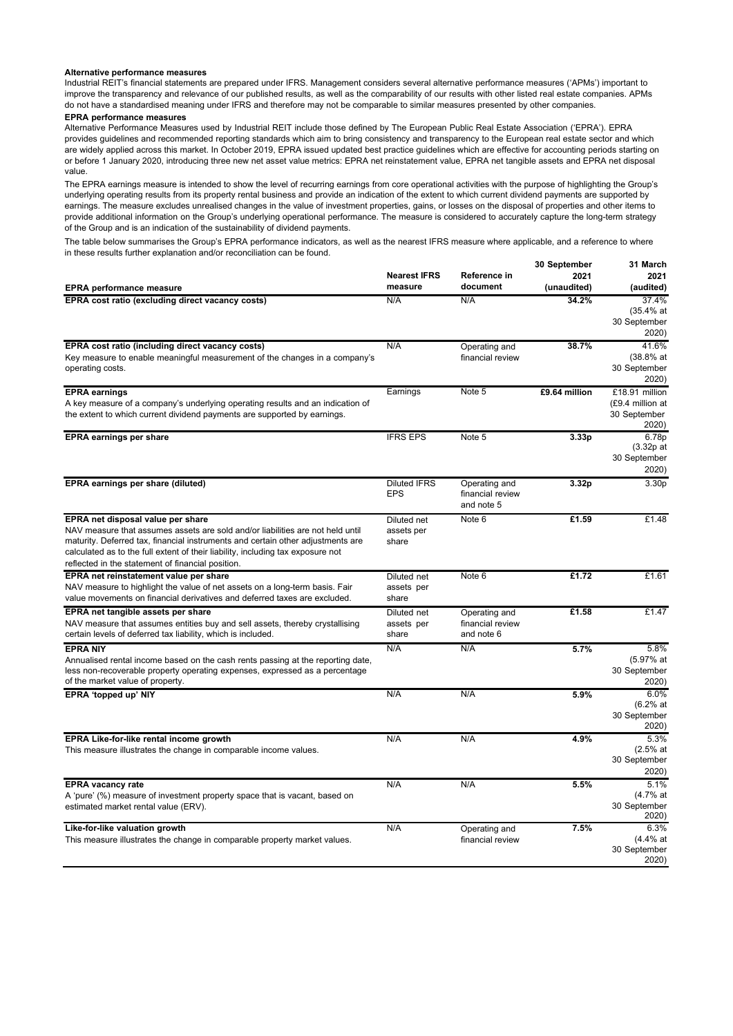### Alternative performance measures

Industrial REIT's financial statements are prepared under IFRS. Management considers several alternative performance measures ('APMs') important to improve the transparency and relevance of our published results, as well as the comparability of our results with other listed real estate companies. APMs do not have a standardised meaning under IFRS and therefore may not be comparable to similar measures presented by other companies.

### EPRA performance measures

Alternative Performance Measures used by Industrial REIT include those defined by The European Public Real Estate Association ('EPRA'). EPRA provides guidelines and recommended reporting standards which aim to bring consistency and transparency to the European real estate sector and which are widely applied across this market. In October 2019, EPRA issued updated best practice guidelines which are effective for accounting periods starting on or before 1 January 2020, introducing three new net asset value metrics: EPRA net reinstatement value, EPRA net tangible assets and EPRA net disposal value.

The EPRA earnings measure is intended to show the level of recurring earnings from core operational activities with the purpose of highlighting the Group's underlying operating results from its property rental business and provide an indication of the extent to which current dividend payments are supported by earnings. The measure excludes unrealised changes in the value of investment properties, gains, or losses on the disposal of properties and other items to provide additional information on the Group's underlying operational performance. The measure is considered to accurately capture the long-term strategy of the Group and is an indication of the sustainability of dividend payments.

The table below summarises the Group's EPRA performance indicators, as well as the nearest IFRS measure where applicable, and a reference to where in these results further explanation and/or reconciliation can be found.

| EPRA performance measure | Nearest IFRS measure | Reference in document | 30 September 2021 (unaudited) | 31 March 2021 (audited) |
|---|---|---|---|---|
| **EPRA cost ratio (excluding direct vacancy costs)** | N/A | N/A | **34.2%** | 37.4% (35.4% at 30 September 2020) |
| **EPRA cost ratio (including direct vacancy costs)** Key measure to enable meaningful measurement of the changes in a company's operating costs. | N/A | Operating and financial review | **38.7%** | 41.6% (38.8% at 30 September 2020) |
| **EPRA earnings** A key measure of a company's underlying operating results and an indication of the extent to which current dividend payments are supported by earnings. | Earnings | Note 5 | **£9.64 million** | £18.91 million (£9.4 million at 30 September 2020) |
| **EPRA earnings per share** | IFRS EPS | Note 5 | **3.33p** | 6.78p (3.32p at 30 September 2020) |
| **EPRA earnings per share (diluted)** | Diluted IFRS EPS | Operating and financial review and note 5 | **3.32p** | 3.30p |
| **EPRA net disposal value per share** NAV measure that assumes assets are sold and/or liabilities are not held until maturity. Deferred tax, financial instruments and certain other adjustments are calculated as to the full extent of their liability, including tax exposure not reflected in the statement of financial position. | Diluted net assets per share | Note 6 | **£1.59** | £1.48 |
| **EPRA net reinstatement value per share** NAV measure to highlight the value of net assets on a long-term basis. Fair value movements on financial derivatives and deferred taxes are excluded. | Diluted net assets per share | Note 6 | **£1.72** | £1.61 |
| **EPRA net tangible assets per share** NAV measure that assumes entities buy and sell assets, thereby crystallising certain levels of deferred tax liability, which is included. | Diluted net assets per share | Operating and financial review and note 6 | **£1.58** | £1.47 |
| **EPRA NIY** Annualised rental income based on the cash rents passing at the reporting date, less non-recoverable property operating expenses, expressed as a percentage of the market value of property. | N/A | N/A | **5.7%** | 5.8% (5.97% at 30 September 2020) |
| **EPRA 'topped up' NIY** | N/A | N/A | **5.9%** | 6.0% (6.2% at 30 September 2020) |
| **EPRA Like-for-like rental income growth** This measure illustrates the change in comparable income values. | N/A | N/A | **4.9%** | 5.3% (2.5% at 30 September 2020) |
| **EPRA vacancy rate** A 'pure' (%) measure of investment property space that is vacant, based on estimated market rental value (ERV). | N/A | N/A | **5.5%** | 5.1% (4.7% at 30 September 2020) |
| **Like-for-like valuation growth** This measure illustrates the change in comparable property market values. | N/A | Operating and financial review | **7.5%** | 6.3% (4.4% at 30 September 2020) |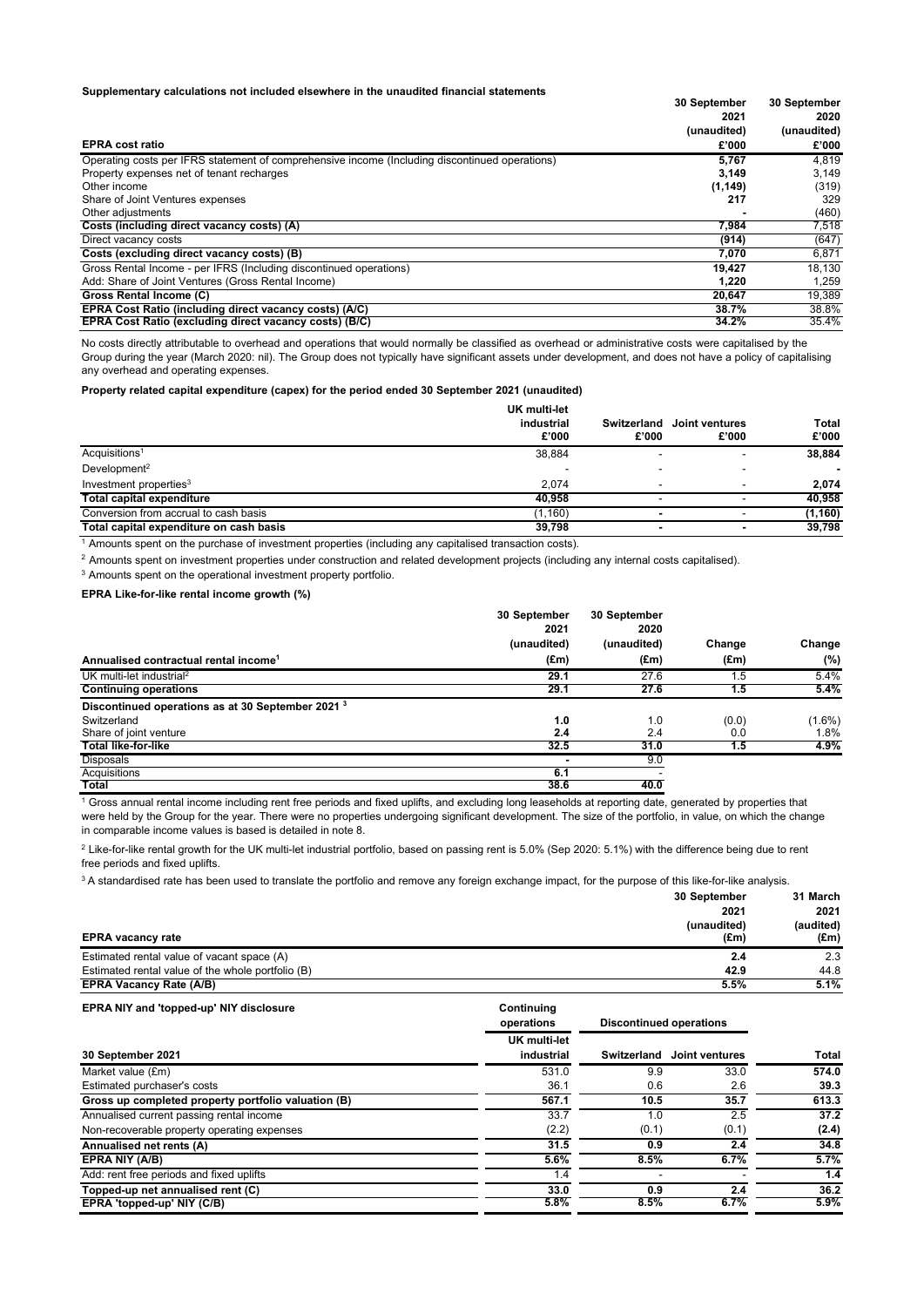**Supplementary calculations not included elsewhere in the unaudited financial statements**

| EPRA cost ratio | 30 September 2021 (unaudited) £'000 | 30 September 2020 (unaudited) £'000 |
|---|---|---|
| Operating costs per IFRS statement of comprehensive income (Including discontinued operations) | **5,767** | 4,819 |
| Property expenses net of tenant recharges | **3,149** | 3,149 |
| Other income | **(1,149)** | (319) |
| Share of Joint Ventures expenses | **217** | 329 |
| Other adjustments | **-** | (460) |
| **Costs (including direct vacancy costs) (A)** | **7,984** | 7,518 |
| Direct vacancy costs | **(914)** | (647) |
| **Costs (excluding direct vacancy costs) (B)** | **7,070** | 6,871 |
| Gross Rental Income - per IFRS (Including discontinued operations) | **19,427** | 18,130 |
| Add: Share of Joint Ventures (Gross Rental Income) | **1,220** | 1,259 |
| **Gross Rental Income (C)** | **20,647** | 19,389 |
| **EPRA Cost Ratio (including direct vacancy costs) (A/C)** | **38.7%** | 38.8% |
| **EPRA Cost Ratio (excluding direct vacancy costs) (B/C)** | **34.2%** | 35.4% |

No costs directly attributable to overhead and operations that would normally be classified as overhead or administrative costs were capitalised by the Group during the year (March 2020: nil). The Group does not typically have significant assets under development, and does not have a policy of capitalising any overhead and operating expenses.

**Property related capital expenditure (capex) for the period ended 30 September 2021 (unaudited)**

| | UK multi-let industrial £'000 | Switzerland £'000 | Joint ventures £'000 | Total £'000 |
|---|---|---|---|---|
| Acquisitions[1] | 38,884 | - | - | **38,884** |
| Development[2] | - | - | - | **-** |
| Investment properties[3] | 2,074 | - | - | **2,074** |
| **Total capital expenditure** | **40,958** | **-** | - | **40,958** |
| Conversion from accrual to cash basis | (1,160) | **-** | - | **(1,160)** |
| **Total capital expenditure on cash basis** | **39,798** | **-** | **-** | **39,798** |

[1] Amounts spent on the purchase of investment properties (including any capitalised transaction costs).

[2] Amounts spent on investment properties under construction and related development projects (including any internal costs capitalised).

[3] Amounts spent on the operational investment property portfolio.

**EPRA Like-for-like rental income growth (%)**

| Annualised contractual rental income[1] | 30 September 2021 (unaudited) (£m) | 30 September 2020 (unaudited) (£m) | Change (£m) | Change (%) |
|---|---|---|---|---|
| UK multi-let industrial[2] | **29.1** | 27.6 | 1.5 | 5.4% |
| **Continuing operations** | **29.1** | **27.6** | **1.5** | **5.4%** |
| **Discontinued operations as at 30 September 2021 [3]** | | | | |
| Switzerland | **1.0** | 1.0 | (0.0) | (1.6%) |
| Share of joint venture | **2.4** | 2.4 | 0.0 | 1.8% |
| **Total like-for-like** | **32.5** | **31.0** | **1.5** | **4.9%** |
| Disposals | **-** | 9.0 | | |
| Acquisitions | **6.1** | - | | |
| **Total** | **38.6** | **40.0** | | |

[1] Gross annual rental income including rent free periods and fixed uplifts, and excluding long leaseholds at reporting date, generated by properties that were held by the Group for the year. There were no properties undergoing significant development. The size of the portfolio, in value, on which the change in comparable income values is based is detailed in note 8.

[2] Like-for-like rental growth for the UK multi-let industrial portfolio, based on passing rent is 5.0% (Sep 2020: 5.1%) with the difference being due to rent free periods and fixed uplifts.

[3] A standardised rate has been used to translate the portfolio and remove any foreign exchange impact, for the purpose of this like-for-like analysis.

| EPRA vacancy rate | 30 September 2021 (unaudited) (£m) | 31 March 2021 (audited) (£m) |
|---|---|---|
| Estimated rental value of vacant space (A) | **2.4** | 2.3 |
| Estimated rental value of the whole portfolio (B) | **42.9** | 44.8 |
| **EPRA Vacancy Rate (A/B)** | **5.5%** | **5.1%** |

**EPRA NIY and 'topped-up' NIY disclosure**

| 30 September 2021 | Continuing operations UK multi-let industrial | Discontinued operations Switzerland | Joint ventures | Total |
|---|---|---|---|---|
| Market value (£m) | 531.0 | 9.9 | 33.0 | **574.0** |
| Estimated purchaser's costs | 36.1 | 0.6 | 2.6 | **39.3** |
| **Gross up completed property portfolio valuation (B)** | **567.1** | **10.5** | **35.7** | **613.3** |
| Annualised current passing rental income | 33.7 | 1.0 | 2.5 | **37.2** |
| Non-recoverable property operating expenses | (2.2) | (0.1) | (0.1) | **(2.4)** |
| **Annualised net rents (A)** | **31.5** | **0.9** | **2.4** | **34.8** |
| **EPRA NIY (A/B)** | **5.6%** | **8.5%** | **6.7%** | **5.7%** |
| Add: rent free periods and fixed uplifts | 1.4 | - | - | **1.4** |
| **Topped-up net annualised rent (C)** | **33.0** | **0.9** | **2.4** | **36.2** |
| **EPRA 'topped-up' NIY (C/B)** | **5.8%** | **8.5%** | **6.7%** | **5.9%** |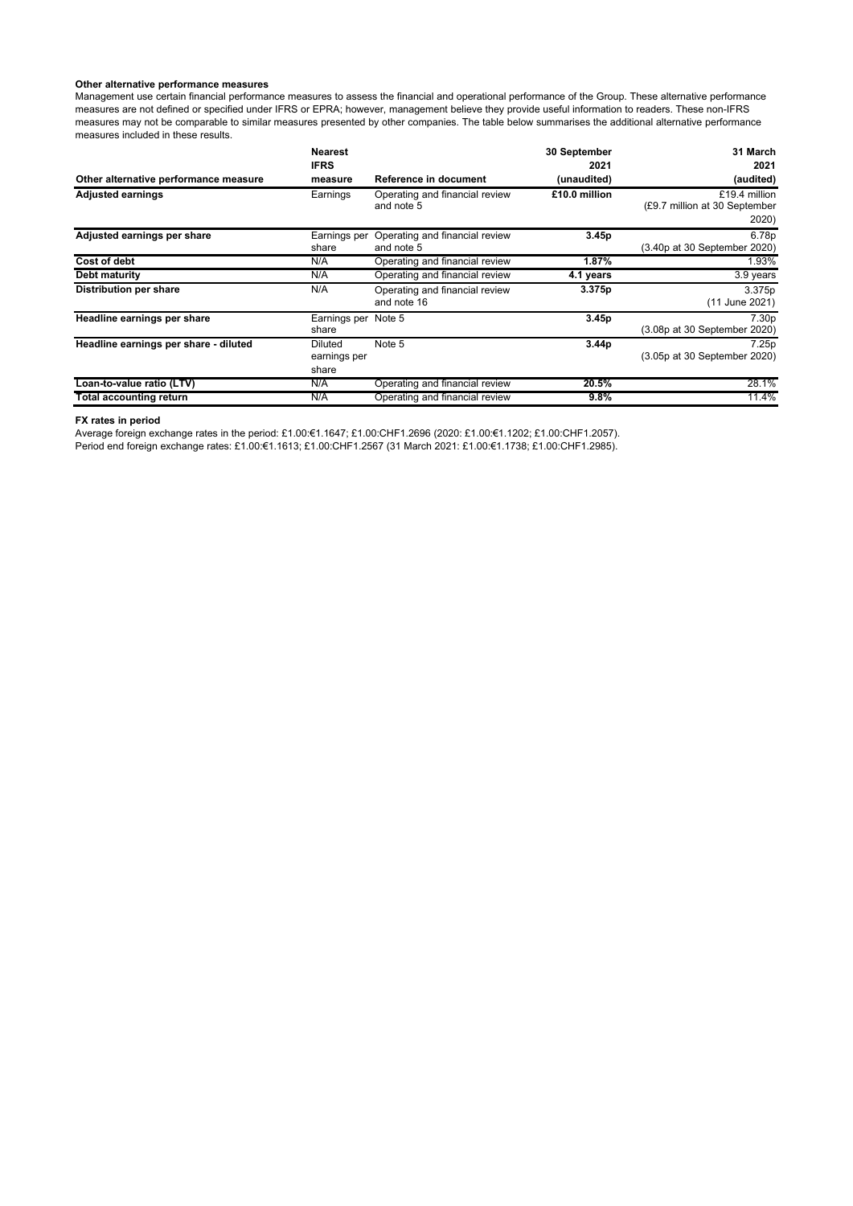**Other alternative performance measures**

Management use certain financial performance measures to assess the financial and operational performance of the Group. These alternative performance measures are not defined or specified under IFRS or EPRA; however, management believe they provide useful information to readers. These non-IFRS measures may not be comparable to similar measures presented by other companies. The table below summarises the additional alternative performance measures included in these results.

| Other alternative performance measure | Nearest IFRS measure | Reference in document | 30 September 2021 (unaudited) | 31 March 2021 (audited) |
|---|---|---|---|---|
| **Adjusted earnings** | Earnings | Operating and financial review and note 5 | **£10.0 million** | £19.4 million (£9.7 million at 30 September 2020) |
| **Adjusted earnings per share** | Earnings per share | Operating and financial review and note 5 | **3.45p** | 6.78p (3.40p at 30 September 2020) |
| **Cost of debt** | N/A | Operating and financial review | **1.87%** | 1.93% |
| **Debt maturity** | N/A | Operating and financial review | **4.1 years** | 3.9 years |
| **Distribution per share** | N/A | Operating and financial review and note 16 | **3.375p** | 3.375p (11 June 2021) |
| **Headline earnings per share** | Earnings per share | Note 5 | **3.45p** | 7.30p (3.08p at 30 September 2020) |
| **Headline earnings per share - diluted** | Diluted earnings per share | Note 5 | **3.44p** | 7.25p (3.05p at 30 September 2020) |
| **Loan-to-value ratio (LTV)** | N/A | Operating and financial review | **20.5%** | 28.1% |
| **Total accounting return** | N/A | Operating and financial review | **9.8%** | 11.4% |

**FX rates in period**

Average foreign exchange rates in the period: £1.00:€1.1647; £1.00:CHF1.2696 (2020: £1.00:€1.1202; £1.00:CHF1.2057).

Period end foreign exchange rates: £1.00:€1.1613; £1.00:CHF1.2567 (31 March 2021: £1.00:€1.1738; £1.00:CHF1.2985).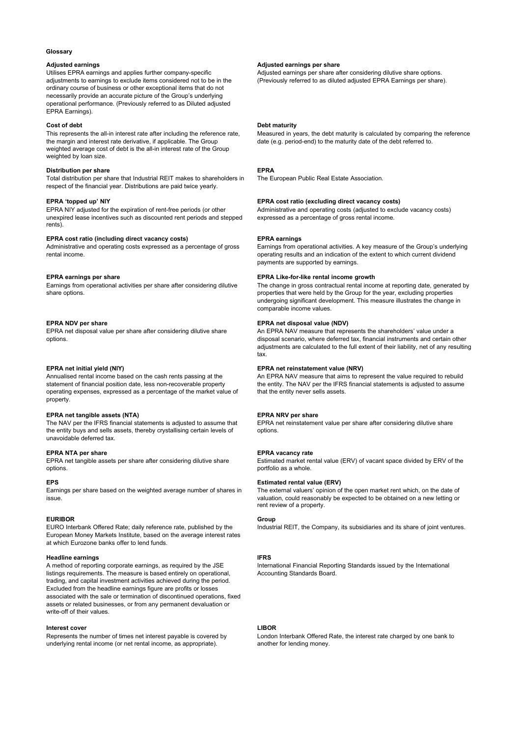## Glossary

**Adjusted earnings**
Utilises EPRA earnings and applies further company-specific adjustments to earnings to exclude items considered not to be in the ordinary course of business or other exceptional items that do not necessarily provide an accurate picture of the Group's underlying operational performance. (Previously referred to as Diluted adjusted EPRA Earnings).

**Adjusted earnings per share**
Adjusted earnings per share after considering dilutive share options. (Previously referred to as diluted adjusted EPRA Earnings per share).

**Cost of debt**
This represents the all-in interest rate after including the reference rate, the margin and interest rate derivative, if applicable. The Group weighted average cost of debt is the all-in interest rate of the Group weighted by loan size.

**Debt maturity**
Measured in years, the debt maturity is calculated by comparing the reference date (e.g. period-end) to the maturity date of the debt referred to.

**Distribution per share**
Total distribution per share that Industrial REIT makes to shareholders in respect of the financial year. Distributions are paid twice yearly.

**EPRA**
The European Public Real Estate Association.

**EPRA 'topped up' NIY**
EPRA NIY adjusted for the expiration of rent-free periods (or other unexpired lease incentives such as discounted rent periods and stepped rents).

**EPRA cost ratio (excluding direct vacancy costs)**
Administrative and operating costs (adjusted to exclude vacancy costs) expressed as a percentage of gross rental income.

**EPRA cost ratio (including direct vacancy costs)**
Administrative and operating costs expressed as a percentage of gross rental income.

**EPRA earnings**
Earnings from operational activities. A key measure of the Group's underlying operating results and an indication of the extent to which current dividend payments are supported by earnings.

**EPRA earnings per share**
Earnings from operational activities per share after considering dilutive share options.

**EPRA Like-for-like rental income growth**
The change in gross contractual rental income at reporting date, generated by properties that were held by the Group for the year, excluding properties undergoing significant development. This measure illustrates the change in comparable income values.

**EPRA NDV per share**
EPRA net disposal value per share after considering dilutive share options.

**EPRA net disposal value (NDV)**
An EPRA NAV measure that represents the shareholders' value under a disposal scenario, where deferred tax, financial instruments and certain other adjustments are calculated to the full extent of their liability, net of any resulting tax.

**EPRA net initial yield (NIY)**
Annualised rental income based on the cash rents passing at the statement of financial position date, less non-recoverable property operating expenses, expressed as a percentage of the market value of property.

**EPRA net reinstatement value (NRV)**
An EPRA NAV measure that aims to represent the value required to rebuild the entity. The NAV per the IFRS financial statements is adjusted to assume that the entity never sells assets.

**EPRA net tangible assets (NTA)**
The NAV per the IFRS financial statements is adjusted to assume that the entity buys and sells assets, thereby crystallising certain levels of unavoidable deferred tax.

**EPRA NRV per share**
EPRA net reinstatement value per share after considering dilutive share options.

**EPRA NTA per share**
EPRA net tangible assets per share after considering dilutive share options.

**EPRA vacancy rate**
Estimated market rental value (ERV) of vacant space divided by ERV of the portfolio as a whole.

**EPS**
Earnings per share based on the weighted average number of shares in issue.

**Estimated rental value (ERV)**
The external valuers' opinion of the open market rent which, on the date of valuation, could reasonably be expected to be obtained on a new letting or rent review of a property.

**EURIBOR**
EURO Interbank Offered Rate; daily reference rate, published by the European Money Markets Institute, based on the average interest rates at which Eurozone banks offer to lend funds.

**Group**
Industrial REIT, the Company, its subsidiaries and its share of joint ventures.

**Headline earnings**
A method of reporting corporate earnings, as required by the JSE listings requirements. The measure is based entirely on operational, trading, and capital investment activities achieved during the period. Excluded from the headline earnings figure are profits or losses associated with the sale or termination of discontinued operations, fixed assets or related businesses, or from any permanent devaluation or write-off of their values.

**IFRS**
International Financial Reporting Standards issued by the International Accounting Standards Board.

**Interest cover**
Represents the number of times net interest payable is covered by underlying rental income (or net rental income, as appropriate).

**LIBOR**
London Interbank Offered Rate, the interest rate charged by one bank to another for lending money.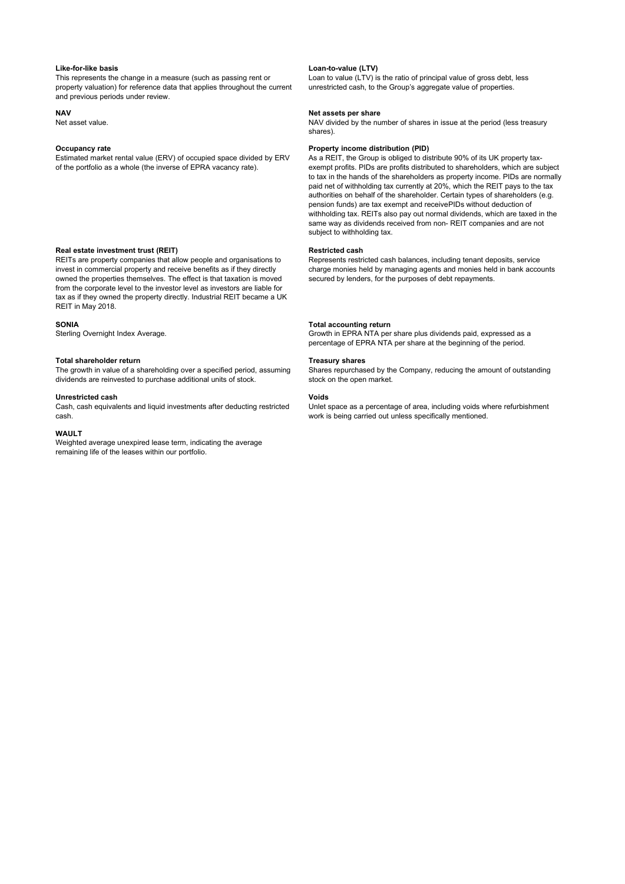**Like-for-like basis**
This represents the change in a measure (such as passing rent or property valuation) for reference data that applies throughout the current and previous periods under review.

**NAV**
Net asset value.

**Occupancy rate**
Estimated market rental value (ERV) of occupied space divided by ERV of the portfolio as a whole (the inverse of EPRA vacancy rate).

**Real estate investment trust (REIT)**
REITs are property companies that allow people and organisations to invest in commercial property and receive benefits as if they directly owned the properties themselves. The effect is that taxation is moved from the corporate level to the investor level as investors are liable for tax as if they owned the property directly. Industrial REIT became a UK REIT in May 2018.

**SONIA**
Sterling Overnight Index Average.

**Total shareholder return**
The growth in value of a shareholding over a specified period, assuming dividends are reinvested to purchase additional units of stock.

**Unrestricted cash**
Cash, cash equivalents and liquid investments after deducting restricted cash.

**WAULT**
Weighted average unexpired lease term, indicating the average remaining life of the leases within our portfolio.

**Loan-to-value (LTV)**
Loan to value (LTV) is the ratio of principal value of gross debt, less unrestricted cash, to the Group's aggregate value of properties.

**Net assets per share**
NAV divided by the number of shares in issue at the period (less treasury shares).

**Property income distribution (PID)**
As a REIT, the Group is obliged to distribute 90% of its UK property tax-exempt profits. PIDs are profits distributed to shareholders, which are subject to tax in the hands of the shareholders as property income. PIDs are normally paid net of withholding tax currently at 20%, which the REIT pays to the tax authorities on behalf of the shareholder. Certain types of shareholders (e.g. pension funds) are tax exempt and receivePIDs without deduction of withholding tax. REITs also pay out normal dividends, which are taxed in the same way as dividends received from non- REIT companies and are not subject to withholding tax.

**Restricted cash**
Represents restricted cash balances, including tenant deposits, service charge monies held by managing agents and monies held in bank accounts secured by lenders, for the purposes of debt repayments.

**Total accounting return**
Growth in EPRA NTA per share plus dividends paid, expressed as a percentage of EPRA NTA per share at the beginning of the period.

**Treasury shares**
Shares repurchased by the Company, reducing the amount of outstanding stock on the open market.

**Voids**
Unlet space as a percentage of area, including voids where refurbishment work is being carried out unless specifically mentioned.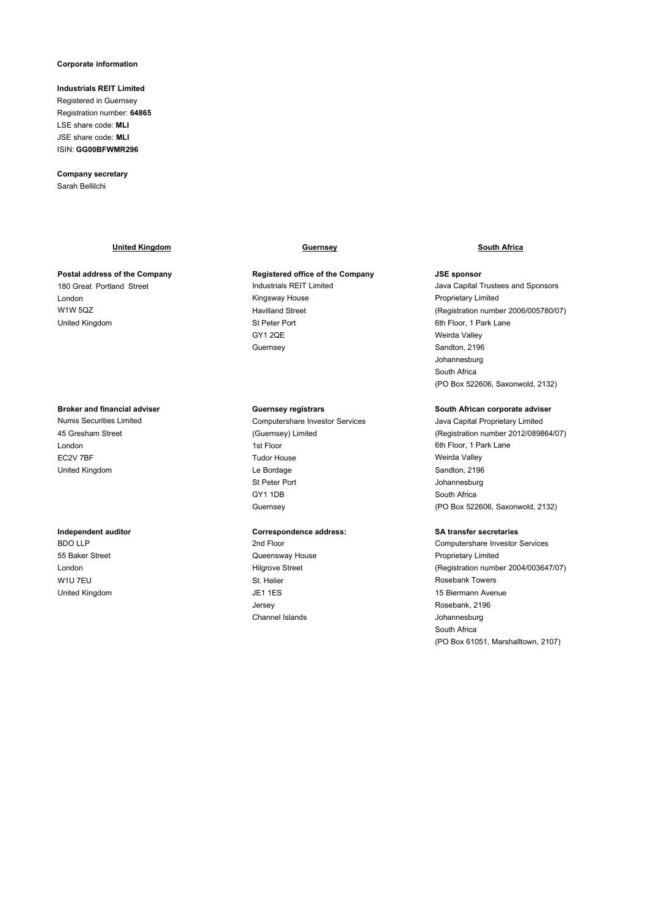**Corporate information**

**Industrials REIT Limited**
Registered in Guernsey
Registration number: **64865**
LSE share code: **MLI**
JSE share code: **MLI**
ISIN: **GG00BFWMR296**

**Company secretary**
Sarah Bellilchi

## United Kingdom

**Postal address of the Company**
180 Great Portland Street
London
W1W 5QZ
United Kingdom

**Broker and financial adviser**
Numis Securities Limited
45 Gresham Street
London
EC2V 7BF
United Kingdom

**Independent auditor**
BDO LLP
55 Baker Street
London
W1U 7EU
United Kingdom

## Guernsey

**Registered office of the Company**
Industrials REIT Limited
Kingsway House
Havilland Street
St Peter Port
GY1 2QE
Guernsey

**Guernsey registrars**
Computershare Investor Services
(Guernsey) Limited
1st Floor
Tudor House
Le Bordage
St Peter Port
GY1 1DB
Guernsey

**Correspondence address:**
2nd Floor
Queensway House
Hilgrove Street
St. Helier
JE1 1ES
Jersey
Channel Islands

## South Africa

**JSE sponsor**
Java Capital Trustees and Sponsors
Proprietary Limited
(Registration number 2006/005780/07)
6th Floor, 1 Park Lane
Weirda Valley
Sandton, 2196
Johannesburg
South Africa
(PO Box 522606, Saxonwold, 2132)

**South African corporate adviser**
Java Capital Proprietary Limited
(Registration number 2012/089864/07)
6th Floor, 1 Park Lane
Weirda Valley
Sandton, 2196
Johannesburg
South Africa
(PO Box 522606, Saxonwold, 2132)

**SA transfer secretaries**
Computershare Investor Services
Proprietary Limited
(Registration number 2004/003647/07)
Rosebank Towers
15 Biermann Avenue
Rosebank, 2196
Johannesburg
South Africa
(PO Box 61051, Marshalltown, 2107)